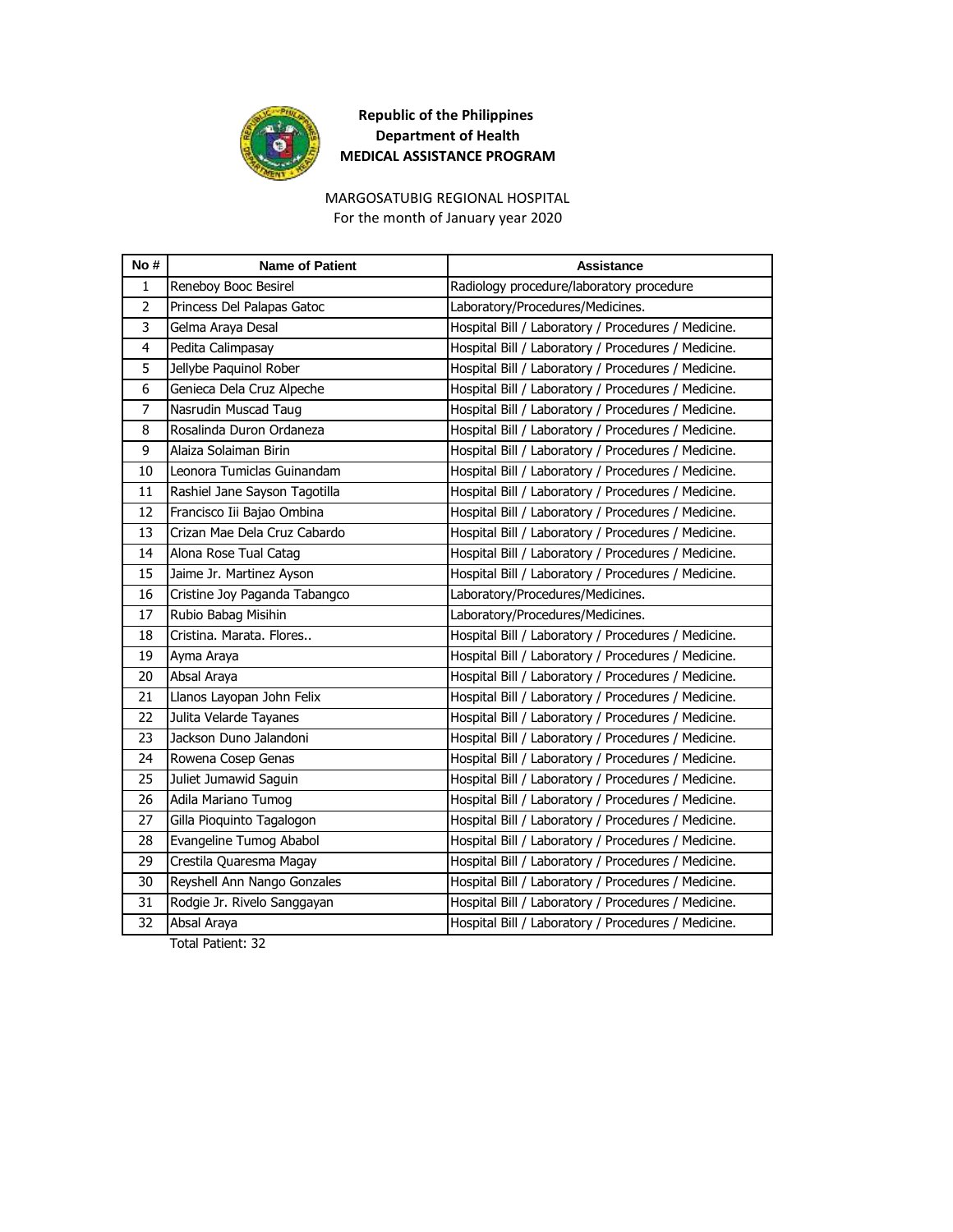**Republic of the Philippines**
**Department of Health**
**MEDICAL ASSISTANCE PROGRAM**

MARGOSATUBIG REGIONAL HOSPITAL
For the month of January year 2020

| No # | Name of Patient | Assistance |
|---|---|---|
| 1 | Reneboy Booc Besirel | Radiology procedure/laboratory procedure |
| 2 | Princess Del Palapas Gatoc | Laboratory/Procedures/Medicines. |
| 3 | Gelma Araya Desal | Hospital Bill / Laboratory / Procedures / Medicine. |
| 4 | Pedita Calimpasay | Hospital Bill / Laboratory / Procedures / Medicine. |
| 5 | Jellybe Paquinol Rober | Hospital Bill / Laboratory / Procedures / Medicine. |
| 6 | Genieca Dela Cruz Alpeche | Hospital Bill / Laboratory / Procedures / Medicine. |
| 7 | Nasrudin Muscad Taug | Hospital Bill / Laboratory / Procedures / Medicine. |
| 8 | Rosalinda Duron Ordaneza | Hospital Bill / Laboratory / Procedures / Medicine. |
| 9 | Alaiza Solaiman Birin | Hospital Bill / Laboratory / Procedures / Medicine. |
| 10 | Leonora Tumiclas Guinandam | Hospital Bill / Laboratory / Procedures / Medicine. |
| 11 | Rashiel Jane Sayson Tagotilla | Hospital Bill / Laboratory / Procedures / Medicine. |
| 12 | Francisco Iii Bajao Ombina | Hospital Bill / Laboratory / Procedures / Medicine. |
| 13 | Crizan Mae Dela Cruz Cabardo | Hospital Bill / Laboratory / Procedures / Medicine. |
| 14 | Alona Rose Tual Catag | Hospital Bill / Laboratory / Procedures / Medicine. |
| 15 | Jaime Jr. Martinez Ayson | Hospital Bill / Laboratory / Procedures / Medicine. |
| 16 | Cristine Joy Paganda Tabangco | Laboratory/Procedures/Medicines. |
| 17 | Rubio Babag Misihin | Laboratory/Procedures/Medicines. |
| 18 | Cristina. Marata. Flores.. | Hospital Bill / Laboratory / Procedures / Medicine. |
| 19 | Ayma Araya | Hospital Bill / Laboratory / Procedures / Medicine. |
| 20 | Absal Araya | Hospital Bill / Laboratory / Procedures / Medicine. |
| 21 | Llanos Layopan John Felix | Hospital Bill / Laboratory / Procedures / Medicine. |
| 22 | Julita Velarde Tayanes | Hospital Bill / Laboratory / Procedures / Medicine. |
| 23 | Jackson Duno Jalandoni | Hospital Bill / Laboratory / Procedures / Medicine. |
| 24 | Rowena Cosep Genas | Hospital Bill / Laboratory / Procedures / Medicine. |
| 25 | Juliet Jumawid Saguin | Hospital Bill / Laboratory / Procedures / Medicine. |
| 26 | Adila Mariano Tumog | Hospital Bill / Laboratory / Procedures / Medicine. |
| 27 | Gilla Pioquinto Tagalogon | Hospital Bill / Laboratory / Procedures / Medicine. |
| 28 | Evangeline Tumog Ababol | Hospital Bill / Laboratory / Procedures / Medicine. |
| 29 | Crestila Quaresma Magay | Hospital Bill / Laboratory / Procedures / Medicine. |
| 30 | Reyshell Ann Nango Gonzales | Hospital Bill / Laboratory / Procedures / Medicine. |
| 31 | Rodgie Jr. Rivelo Sanggayan | Hospital Bill / Laboratory / Procedures / Medicine. |
| 32 | Absal Araya | Hospital Bill / Laboratory / Procedures / Medicine. |

Total Patient: 32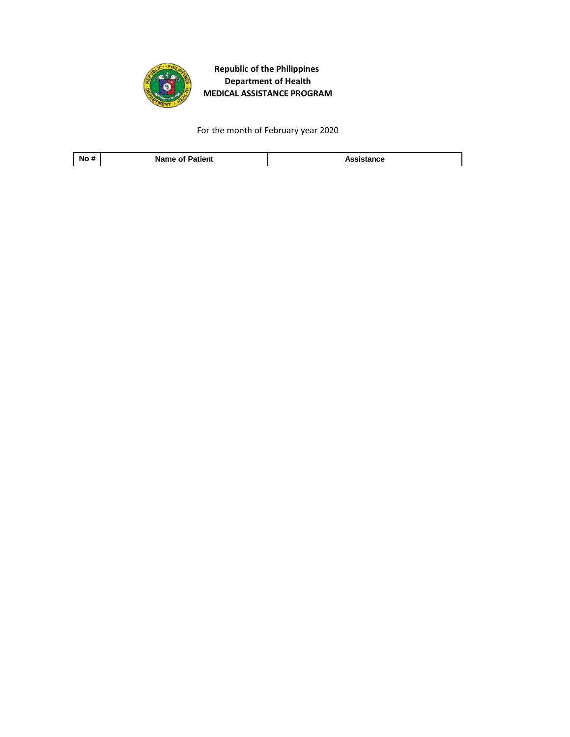**Republic of the Philippines**
**Department of Health**
**MEDICAL ASSISTANCE PROGRAM**

For the month of February year 2020

| No # | Name of Patient | Assistance |
|---|---|---|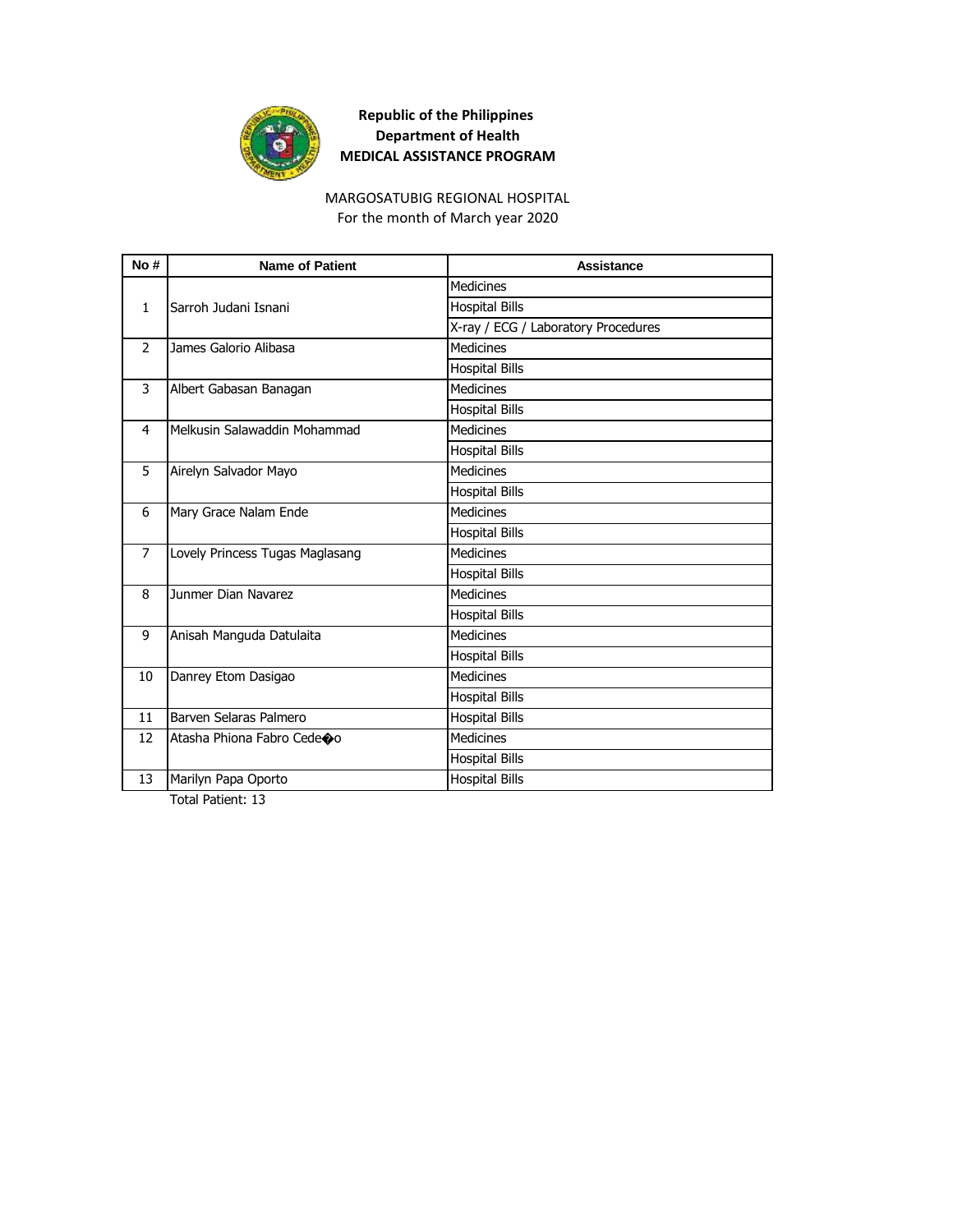**Republic of the Philippines**
**Department of Health**
**MEDICAL ASSISTANCE PROGRAM**

MARGOSATUBIG REGIONAL HOSPITAL
For the month of March year 2020

| No # | Name of Patient | Assistance |
|---|---|---|
| 1 | Sarroh Judani Isnani | Medicines |
| | | Hospital Bills |
| | | X-ray / ECG / Laboratory Procedures |
| 2 | James Galorio Alibasa | Medicines |
| | | Hospital Bills |
| 3 | Albert Gabasan Banagan | Medicines |
| | | Hospital Bills |
| 4 | Melkusin Salawaddin Mohammad | Medicines |
| | | Hospital Bills |
| 5 | Airelyn Salvador Mayo | Medicines |
| | | Hospital Bills |
| 6 | Mary Grace Nalam Ende | Medicines |
| | | Hospital Bills |
| 7 | Lovely Princess Tugas Maglasang | Medicines |
| | | Hospital Bills |
| 8 | Junmer Dian Navarez | Medicines |
| | | Hospital Bills |
| 9 | Anisah Manguda Datulaita | Medicines |
| | | Hospital Bills |
| 10 | Danrey Etom Dasigao | Medicines |
| | | Hospital Bills |
| 11 | Barven Selaras Palmero | Hospital Bills |
| 12 | Atasha Phiona Fabro Cede�o | Medicines |
| | | Hospital Bills |
| 13 | Marilyn Papa Oporto | Hospital Bills |

Total Patient: 13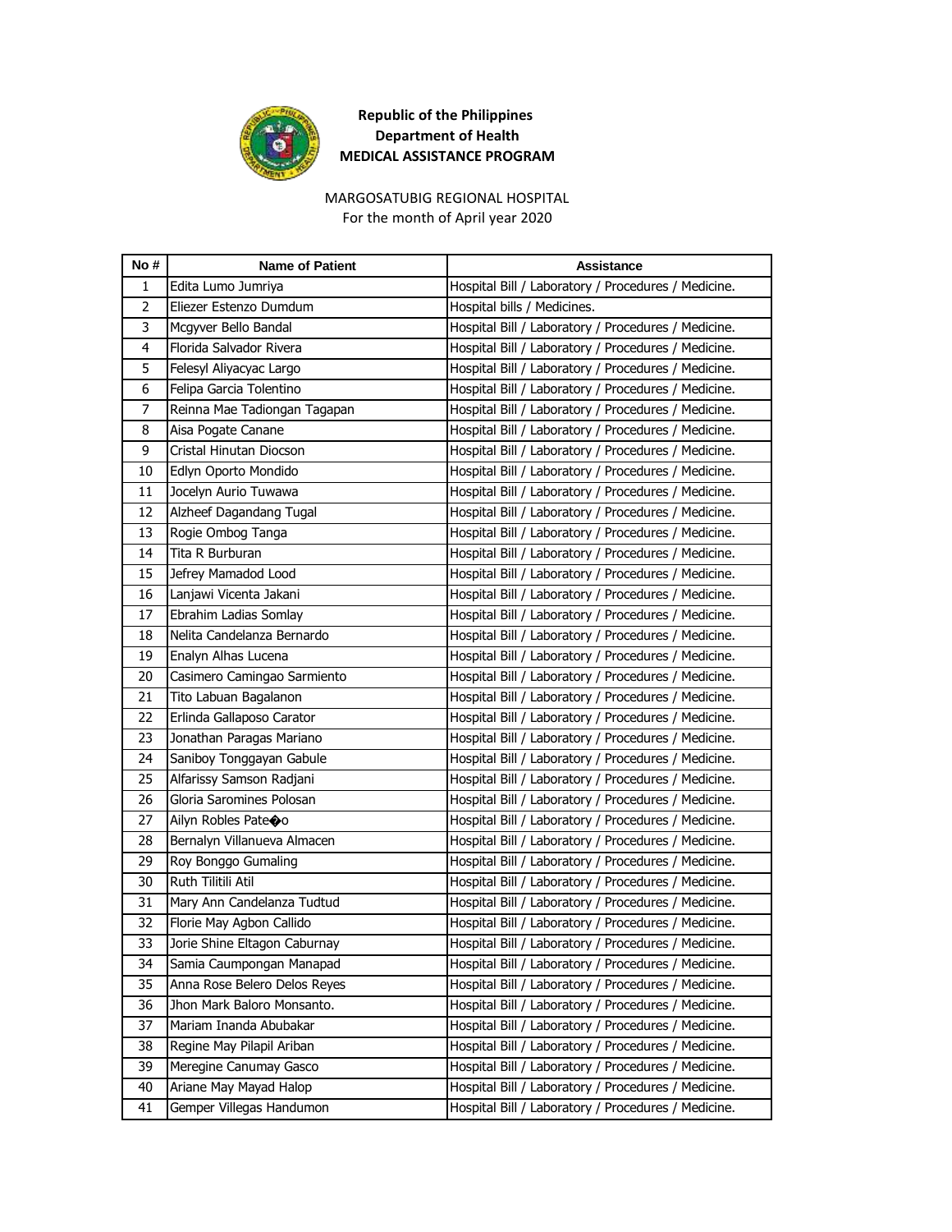**Republic of the Philippines**
**Department of Health**
**MEDICAL ASSISTANCE PROGRAM**

MARGOSATUBIG REGIONAL HOSPITAL
For the month of April year 2020

| No # | Name of Patient | Assistance |
|---|---|---|
| 1 | Edita Lumo Jumriya | Hospital Bill / Laboratory / Procedures / Medicine. |
| 2 | Eliezer Estenzo Dumdum | Hospital bills / Medicines. |
| 3 | Mcgyver Bello Bandal | Hospital Bill / Laboratory / Procedures / Medicine. |
| 4 | Florida Salvador Rivera | Hospital Bill / Laboratory / Procedures / Medicine. |
| 5 | Felesyl Aliyacyac Largo | Hospital Bill / Laboratory / Procedures / Medicine. |
| 6 | Felipa Garcia Tolentino | Hospital Bill / Laboratory / Procedures / Medicine. |
| 7 | Reinna Mae Tadiongan Tagapan | Hospital Bill / Laboratory / Procedures / Medicine. |
| 8 | Aisa Pogate Canane | Hospital Bill / Laboratory / Procedures / Medicine. |
| 9 | Cristal Hinutan Diocson | Hospital Bill / Laboratory / Procedures / Medicine. |
| 10 | Edlyn Oporto Mondido | Hospital Bill / Laboratory / Procedures / Medicine. |
| 11 | Jocelyn Aurio Tuwawa | Hospital Bill / Laboratory / Procedures / Medicine. |
| 12 | Alzheef Dagandang Tugal | Hospital Bill / Laboratory / Procedures / Medicine. |
| 13 | Rogie Ombog Tanga | Hospital Bill / Laboratory / Procedures / Medicine. |
| 14 | Tita R Burburan | Hospital Bill / Laboratory / Procedures / Medicine. |
| 15 | Jefrey Mamadod Lood | Hospital Bill / Laboratory / Procedures / Medicine. |
| 16 | Lanjawi Vicenta Jakani | Hospital Bill / Laboratory / Procedures / Medicine. |
| 17 | Ebrahim Ladias Somlay | Hospital Bill / Laboratory / Procedures / Medicine. |
| 18 | Nelita Candelanza Bernardo | Hospital Bill / Laboratory / Procedures / Medicine. |
| 19 | Enalyn Alhas Lucena | Hospital Bill / Laboratory / Procedures / Medicine. |
| 20 | Casimero Camingao Sarmiento | Hospital Bill / Laboratory / Procedures / Medicine. |
| 21 | Tito Labuan Bagalanon | Hospital Bill / Laboratory / Procedures / Medicine. |
| 22 | Erlinda Gallaposo Carator | Hospital Bill / Laboratory / Procedures / Medicine. |
| 23 | Jonathan Paragas Mariano | Hospital Bill / Laboratory / Procedures / Medicine. |
| 24 | Saniboy Tonggayan Gabule | Hospital Bill / Laboratory / Procedures / Medicine. |
| 25 | Alfarissy Samson Radjani | Hospital Bill / Laboratory / Procedures / Medicine. |
| 26 | Gloria Saromines Polosan | Hospital Bill / Laboratory / Procedures / Medicine. |
| 27 | Ailyn Robles Pate�o | Hospital Bill / Laboratory / Procedures / Medicine. |
| 28 | Bernalyn Villanueva Almacen | Hospital Bill / Laboratory / Procedures / Medicine. |
| 29 | Roy Bonggo Gumaling | Hospital Bill / Laboratory / Procedures / Medicine. |
| 30 | Ruth Tilitili Atil | Hospital Bill / Laboratory / Procedures / Medicine. |
| 31 | Mary Ann Candelanza Tudtud | Hospital Bill / Laboratory / Procedures / Medicine. |
| 32 | Florie May Agbon Callido | Hospital Bill / Laboratory / Procedures / Medicine. |
| 33 | Jorie Shine Eltagon Caburnay | Hospital Bill / Laboratory / Procedures / Medicine. |
| 34 | Samia Caumpongan Manapad | Hospital Bill / Laboratory / Procedures / Medicine. |
| 35 | Anna Rose Belero Delos Reyes | Hospital Bill / Laboratory / Procedures / Medicine. |
| 36 | Jhon Mark Baloro Monsanto. | Hospital Bill / Laboratory / Procedures / Medicine. |
| 37 | Mariam Inanda Abubakar | Hospital Bill / Laboratory / Procedures / Medicine. |
| 38 | Regine May Pilapil Ariban | Hospital Bill / Laboratory / Procedures / Medicine. |
| 39 | Meregine Canumay Gasco | Hospital Bill / Laboratory / Procedures / Medicine. |
| 40 | Ariane May Mayad Halop | Hospital Bill / Laboratory / Procedures / Medicine. |
| 41 | Gemper Villegas Handumon | Hospital Bill / Laboratory / Procedures / Medicine. |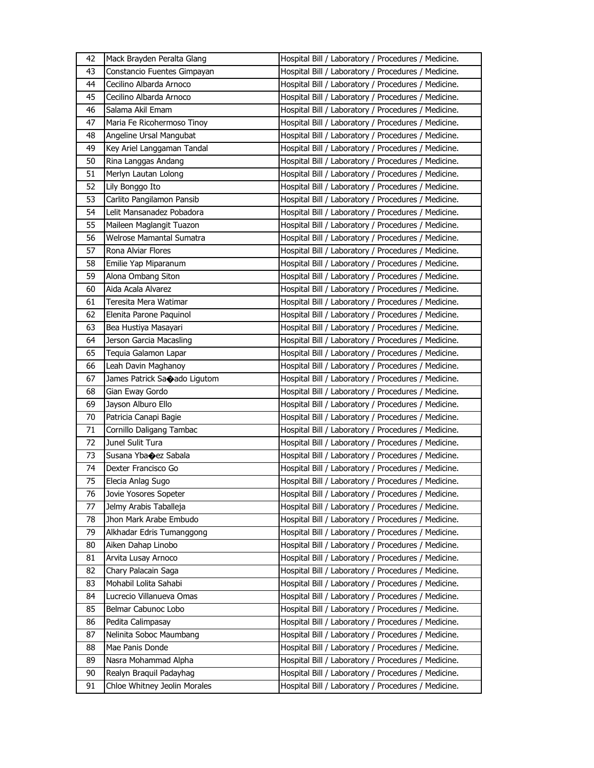| 42 | Mack Brayden Peralta Glang | Hospital Bill / Laboratory / Procedures / Medicine. |
|---|---|---|
| 43 | Constancio Fuentes Gimpayan | Hospital Bill / Laboratory / Procedures / Medicine. |
| 44 | Cecilino Albarda Arnoco | Hospital Bill / Laboratory / Procedures / Medicine. |
| 45 | Cecilino Albarda Arnoco | Hospital Bill / Laboratory / Procedures / Medicine. |
| 46 | Salama Akil Emam | Hospital Bill / Laboratory / Procedures / Medicine. |
| 47 | Maria Fe Ricohermoso Tinoy | Hospital Bill / Laboratory / Procedures / Medicine. |
| 48 | Angeline Ursal Mangubat | Hospital Bill / Laboratory / Procedures / Medicine. |
| 49 | Key Ariel Langgaman Tandal | Hospital Bill / Laboratory / Procedures / Medicine. |
| 50 | Rina Langgas Andang | Hospital Bill / Laboratory / Procedures / Medicine. |
| 51 | Merlyn Lautan Lolong | Hospital Bill / Laboratory / Procedures / Medicine. |
| 52 | Lily Bonggo Ito | Hospital Bill / Laboratory / Procedures / Medicine. |
| 53 | Carlito Pangilamon Pansib | Hospital Bill / Laboratory / Procedures / Medicine. |
| 54 | Lelit Mansanadez Pobadora | Hospital Bill / Laboratory / Procedures / Medicine. |
| 55 | Maileen Maglangit Tuazon | Hospital Bill / Laboratory / Procedures / Medicine. |
| 56 | Welrose Mamantal Sumatra | Hospital Bill / Laboratory / Procedures / Medicine. |
| 57 | Rona Alviar Flores | Hospital Bill / Laboratory / Procedures / Medicine. |
| 58 | Emilie Yap Miparanum | Hospital Bill / Laboratory / Procedures / Medicine. |
| 59 | Alona Ombang Siton | Hospital Bill / Laboratory / Procedures / Medicine. |
| 60 | Aida Acala Alvarez | Hospital Bill / Laboratory / Procedures / Medicine. |
| 61 | Teresita Mera Watimar | Hospital Bill / Laboratory / Procedures / Medicine. |
| 62 | Elenita Parone Paquinol | Hospital Bill / Laboratory / Procedures / Medicine. |
| 63 | Bea Hustiya Masayari | Hospital Bill / Laboratory / Procedures / Medicine. |
| 64 | Jerson Garcia Macasling | Hospital Bill / Laboratory / Procedures / Medicine. |
| 65 | Tequia Galamon Lapar | Hospital Bill / Laboratory / Procedures / Medicine. |
| 66 | Leah Davin Maghanoy | Hospital Bill / Laboratory / Procedures / Medicine. |
| 67 | James Patrick Sa�ado Ligutom | Hospital Bill / Laboratory / Procedures / Medicine. |
| 68 | Gian Eway Gordo | Hospital Bill / Laboratory / Procedures / Medicine. |
| 69 | Jayson Alburo Ello | Hospital Bill / Laboratory / Procedures / Medicine. |
| 70 | Patricia Canapi Bagie | Hospital Bill / Laboratory / Procedures / Medicine. |
| 71 | Cornillo Daligang Tambac | Hospital Bill / Laboratory / Procedures / Medicine. |
| 72 | Junel Sulit Tura | Hospital Bill / Laboratory / Procedures / Medicine. |
| 73 | Susana Yba�ez Sabala | Hospital Bill / Laboratory / Procedures / Medicine. |
| 74 | Dexter Francisco Go | Hospital Bill / Laboratory / Procedures / Medicine. |
| 75 | Elecia Anlag Sugo | Hospital Bill / Laboratory / Procedures / Medicine. |
| 76 | Jovie Yosores Sopeter | Hospital Bill / Laboratory / Procedures / Medicine. |
| 77 | Jelmy Arabis Taballeja | Hospital Bill / Laboratory / Procedures / Medicine. |
| 78 | Jhon Mark Arabe Embudo | Hospital Bill / Laboratory / Procedures / Medicine. |
| 79 | Alkhadar Edris Tumanggong | Hospital Bill / Laboratory / Procedures / Medicine. |
| 80 | Aiken Dahap Linobo | Hospital Bill / Laboratory / Procedures / Medicine. |
| 81 | Arvita Lusay Arnoco | Hospital Bill / Laboratory / Procedures / Medicine. |
| 82 | Chary Palacain Saga | Hospital Bill / Laboratory / Procedures / Medicine. |
| 83 | Mohabil Lolita Sahabi | Hospital Bill / Laboratory / Procedures / Medicine. |
| 84 | Lucrecio Villanueva Omas | Hospital Bill / Laboratory / Procedures / Medicine. |
| 85 | Belmar Cabunoc Lobo | Hospital Bill / Laboratory / Procedures / Medicine. |
| 86 | Pedita Calimpasay | Hospital Bill / Laboratory / Procedures / Medicine. |
| 87 | Nelinita Soboc Maumbang | Hospital Bill / Laboratory / Procedures / Medicine. |
| 88 | Mae Panis Donde | Hospital Bill / Laboratory / Procedures / Medicine. |
| 89 | Nasra Mohammad Alpha | Hospital Bill / Laboratory / Procedures / Medicine. |
| 90 | Realyn Braquil Padayhag | Hospital Bill / Laboratory / Procedures / Medicine. |
| 91 | Chloe Whitney Jeolin Morales | Hospital Bill / Laboratory / Procedures / Medicine. |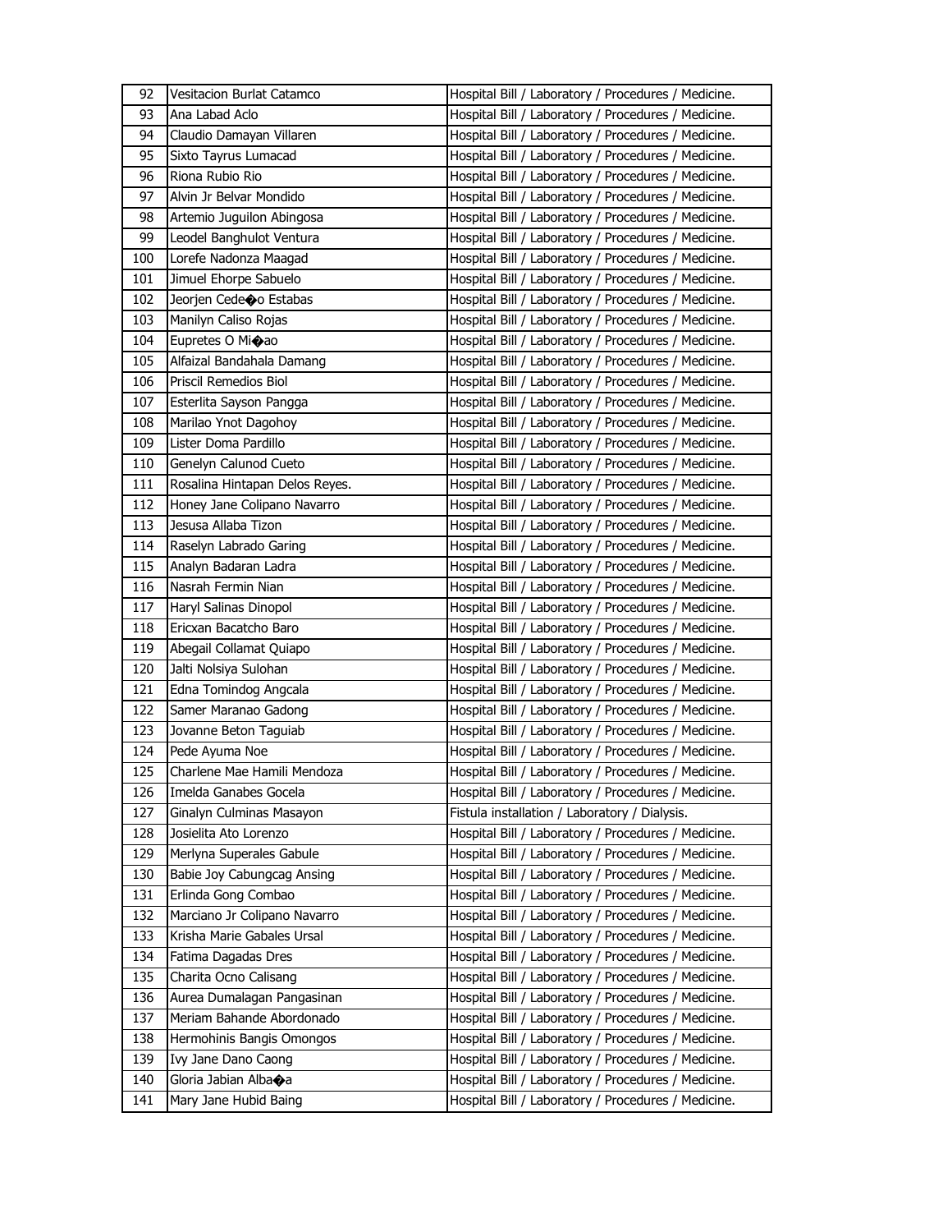| 92 | Vesitacion Burlat Catamco | Hospital Bill / Laboratory / Procedures / Medicine. |
|---|---|---|
| 93 | Ana Labad Aclo | Hospital Bill / Laboratory / Procedures / Medicine. |
| 94 | Claudio Damayan Villaren | Hospital Bill / Laboratory / Procedures / Medicine. |
| 95 | Sixto Tayrus Lumacad | Hospital Bill / Laboratory / Procedures / Medicine. |
| 96 | Riona Rubio Rio | Hospital Bill / Laboratory / Procedures / Medicine. |
| 97 | Alvin Jr Belvar Mondido | Hospital Bill / Laboratory / Procedures / Medicine. |
| 98 | Artemio Juguilon Abingosa | Hospital Bill / Laboratory / Procedures / Medicine. |
| 99 | Leodel Banghulot Ventura | Hospital Bill / Laboratory / Procedures / Medicine. |
| 100 | Lorefe Nadonza Maagad | Hospital Bill / Laboratory / Procedures / Medicine. |
| 101 | Jimuel Ehorpe Sabuelo | Hospital Bill / Laboratory / Procedures / Medicine. |
| 102 | Jeorjen Cede�o Estabas | Hospital Bill / Laboratory / Procedures / Medicine. |
| 103 | Manilyn Caliso Rojas | Hospital Bill / Laboratory / Procedures / Medicine. |
| 104 | Eupretes O Mi�ao | Hospital Bill / Laboratory / Procedures / Medicine. |
| 105 | Alfaizal Bandahala Damang | Hospital Bill / Laboratory / Procedures / Medicine. |
| 106 | Priscil Remedios Biol | Hospital Bill / Laboratory / Procedures / Medicine. |
| 107 | Esterlita Sayson Pangga | Hospital Bill / Laboratory / Procedures / Medicine. |
| 108 | Marilao Ynot Dagohoy | Hospital Bill / Laboratory / Procedures / Medicine. |
| 109 | Lister Doma Pardillo | Hospital Bill / Laboratory / Procedures / Medicine. |
| 110 | Genelyn Calunod Cueto | Hospital Bill / Laboratory / Procedures / Medicine. |
| 111 | Rosalina Hintapan Delos Reyes. | Hospital Bill / Laboratory / Procedures / Medicine. |
| 112 | Honey Jane Colipano Navarro | Hospital Bill / Laboratory / Procedures / Medicine. |
| 113 | Jesusa Allaba Tizon | Hospital Bill / Laboratory / Procedures / Medicine. |
| 114 | Raselyn Labrado Garing | Hospital Bill / Laboratory / Procedures / Medicine. |
| 115 | Analyn Badaran Ladra | Hospital Bill / Laboratory / Procedures / Medicine. |
| 116 | Nasrah Fermin Nian | Hospital Bill / Laboratory / Procedures / Medicine. |
| 117 | Haryl Salinas Dinopol | Hospital Bill / Laboratory / Procedures / Medicine. |
| 118 | Ericxan Bacatcho Baro | Hospital Bill / Laboratory / Procedures / Medicine. |
| 119 | Abegail Collamat Quiapo | Hospital Bill / Laboratory / Procedures / Medicine. |
| 120 | Jalti Nolsiya Sulohan | Hospital Bill / Laboratory / Procedures / Medicine. |
| 121 | Edna Tomindog Angcala | Hospital Bill / Laboratory / Procedures / Medicine. |
| 122 | Samer Maranao Gadong | Hospital Bill / Laboratory / Procedures / Medicine. |
| 123 | Jovanne Beton Taguiab | Hospital Bill / Laboratory / Procedures / Medicine. |
| 124 | Pede Ayuma Noe | Hospital Bill / Laboratory / Procedures / Medicine. |
| 125 | Charlene Mae Hamili Mendoza | Hospital Bill / Laboratory / Procedures / Medicine. |
| 126 | Imelda Ganabes Gocela | Hospital Bill / Laboratory / Procedures / Medicine. |
| 127 | Ginalyn Culminas Masayon | Fistula installation / Laboratory / Dialysis. |
| 128 | Josielita Ato Lorenzo | Hospital Bill / Laboratory / Procedures / Medicine. |
| 129 | Merlyna Superales Gabule | Hospital Bill / Laboratory / Procedures / Medicine. |
| 130 | Babie Joy Cabungcag Ansing | Hospital Bill / Laboratory / Procedures / Medicine. |
| 131 | Erlinda Gong Combao | Hospital Bill / Laboratory / Procedures / Medicine. |
| 132 | Marciano Jr Colipano Navarro | Hospital Bill / Laboratory / Procedures / Medicine. |
| 133 | Krisha Marie Gabales Ursal | Hospital Bill / Laboratory / Procedures / Medicine. |
| 134 | Fatima Dagadas Dres | Hospital Bill / Laboratory / Procedures / Medicine. |
| 135 | Charita Ocno Calisang | Hospital Bill / Laboratory / Procedures / Medicine. |
| 136 | Aurea Dumalagan Pangasinan | Hospital Bill / Laboratory / Procedures / Medicine. |
| 137 | Meriam Bahande Abordonado | Hospital Bill / Laboratory / Procedures / Medicine. |
| 138 | Hermohinis Bangis Omongos | Hospital Bill / Laboratory / Procedures / Medicine. |
| 139 | Ivy Jane Dano Caong | Hospital Bill / Laboratory / Procedures / Medicine. |
| 140 | Gloria Jabian Alba�a | Hospital Bill / Laboratory / Procedures / Medicine. |
| 141 | Mary Jane Hubid Baing | Hospital Bill / Laboratory / Procedures / Medicine. |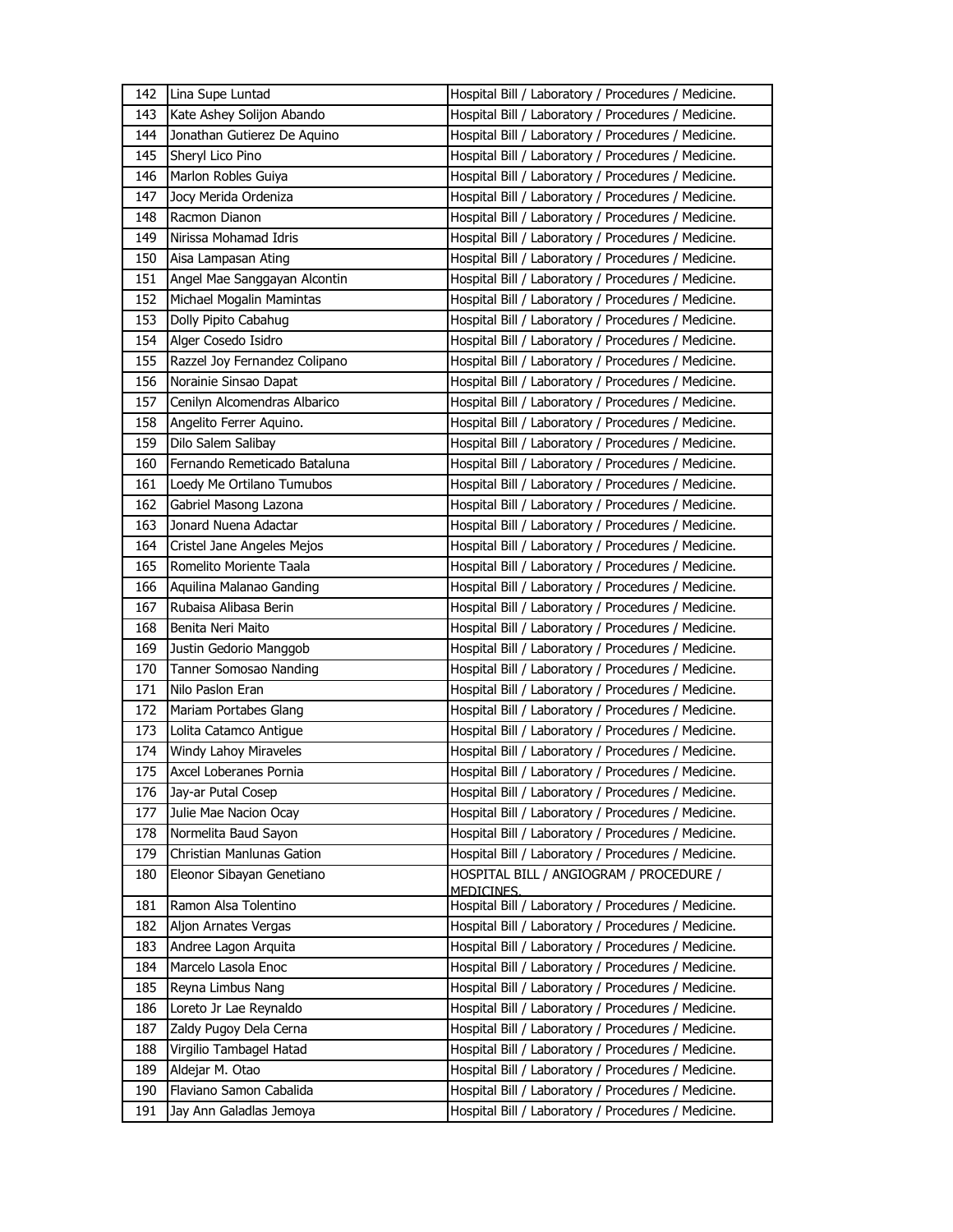| 142 | Lina Supe Luntad | Hospital Bill / Laboratory / Procedures / Medicine. |
|---|---|---|
| 143 | Kate Ashey Solijon Abando | Hospital Bill / Laboratory / Procedures / Medicine. |
| 144 | Jonathan Gutierez De Aquino | Hospital Bill / Laboratory / Procedures / Medicine. |
| 145 | Sheryl Lico Pino | Hospital Bill / Laboratory / Procedures / Medicine. |
| 146 | Marlon Robles Guiya | Hospital Bill / Laboratory / Procedures / Medicine. |
| 147 | Jocy Merida Ordeniza | Hospital Bill / Laboratory / Procedures / Medicine. |
| 148 | Racmon Dianon | Hospital Bill / Laboratory / Procedures / Medicine. |
| 149 | Nirissa Mohamad Idris | Hospital Bill / Laboratory / Procedures / Medicine. |
| 150 | Aisa Lampasan Ating | Hospital Bill / Laboratory / Procedures / Medicine. |
| 151 | Angel Mae Sanggayan Alcontin | Hospital Bill / Laboratory / Procedures / Medicine. |
| 152 | Michael Mogalin Mamintas | Hospital Bill / Laboratory / Procedures / Medicine. |
| 153 | Dolly Pipito Cabahug | Hospital Bill / Laboratory / Procedures / Medicine. |
| 154 | Alger Cosedo Isidro | Hospital Bill / Laboratory / Procedures / Medicine. |
| 155 | Razzel Joy Fernandez Colipano | Hospital Bill / Laboratory / Procedures / Medicine. |
| 156 | Norainie Sinsao Dapat | Hospital Bill / Laboratory / Procedures / Medicine. |
| 157 | Cenilyn Alcomendras Albarico | Hospital Bill / Laboratory / Procedures / Medicine. |
| 158 | Angelito Ferrer Aquino. | Hospital Bill / Laboratory / Procedures / Medicine. |
| 159 | Dilo Salem Salibay | Hospital Bill / Laboratory / Procedures / Medicine. |
| 160 | Fernando Remeticado Bataluna | Hospital Bill / Laboratory / Procedures / Medicine. |
| 161 | Loedy Me Ortilano Tumubos | Hospital Bill / Laboratory / Procedures / Medicine. |
| 162 | Gabriel Masong Lazona | Hospital Bill / Laboratory / Procedures / Medicine. |
| 163 | Jonard Nuena Adactar | Hospital Bill / Laboratory / Procedures / Medicine. |
| 164 | Cristel Jane Angeles Mejos | Hospital Bill / Laboratory / Procedures / Medicine. |
| 165 | Romelito Moriente Taala | Hospital Bill / Laboratory / Procedures / Medicine. |
| 166 | Aquilina Malanao Ganding | Hospital Bill / Laboratory / Procedures / Medicine. |
| 167 | Rubaisa Alibasa Berin | Hospital Bill / Laboratory / Procedures / Medicine. |
| 168 | Benita Neri Maito | Hospital Bill / Laboratory / Procedures / Medicine. |
| 169 | Justin Gedorio Manggob | Hospital Bill / Laboratory / Procedures / Medicine. |
| 170 | Tanner Somosao Nanding | Hospital Bill / Laboratory / Procedures / Medicine. |
| 171 | Nilo Paslon Eran | Hospital Bill / Laboratory / Procedures / Medicine. |
| 172 | Mariam Portabes Glang | Hospital Bill / Laboratory / Procedures / Medicine. |
| 173 | Lolita Catamco Antigue | Hospital Bill / Laboratory / Procedures / Medicine. |
| 174 | Windy Lahoy Miraveles | Hospital Bill / Laboratory / Procedures / Medicine. |
| 175 | Axcel Loberanes Pornia | Hospital Bill / Laboratory / Procedures / Medicine. |
| 176 | Jay-ar Putal Cosep | Hospital Bill / Laboratory / Procedures / Medicine. |
| 177 | Julie Mae Nacion Ocay | Hospital Bill / Laboratory / Procedures / Medicine. |
| 178 | Normelita Baud Sayon | Hospital Bill / Laboratory / Procedures / Medicine. |
| 179 | Christian Manlunas Gation | Hospital Bill / Laboratory / Procedures / Medicine. |
| 180 | Eleonor Sibayan Genetiano | HOSPITAL BILL / ANGIOGRAM / PROCEDURE / MEDICINES. |
| 181 | Ramon Alsa Tolentino | Hospital Bill / Laboratory / Procedures / Medicine. |
| 182 | Aljon Arnates Vergas | Hospital Bill / Laboratory / Procedures / Medicine. |
| 183 | Andree Lagon Arquita | Hospital Bill / Laboratory / Procedures / Medicine. |
| 184 | Marcelo Lasola Enoc | Hospital Bill / Laboratory / Procedures / Medicine. |
| 185 | Reyna Limbus Nang | Hospital Bill / Laboratory / Procedures / Medicine. |
| 186 | Loreto Jr Lae Reynaldo | Hospital Bill / Laboratory / Procedures / Medicine. |
| 187 | Zaldy Pugoy Dela Cerna | Hospital Bill / Laboratory / Procedures / Medicine. |
| 188 | Virgilio Tambagel Hatad | Hospital Bill / Laboratory / Procedures / Medicine. |
| 189 | Aldejar M. Otao | Hospital Bill / Laboratory / Procedures / Medicine. |
| 190 | Flaviano Samon Cabalida | Hospital Bill / Laboratory / Procedures / Medicine. |
| 191 | Jay Ann Galadlas Jemoya | Hospital Bill / Laboratory / Procedures / Medicine. |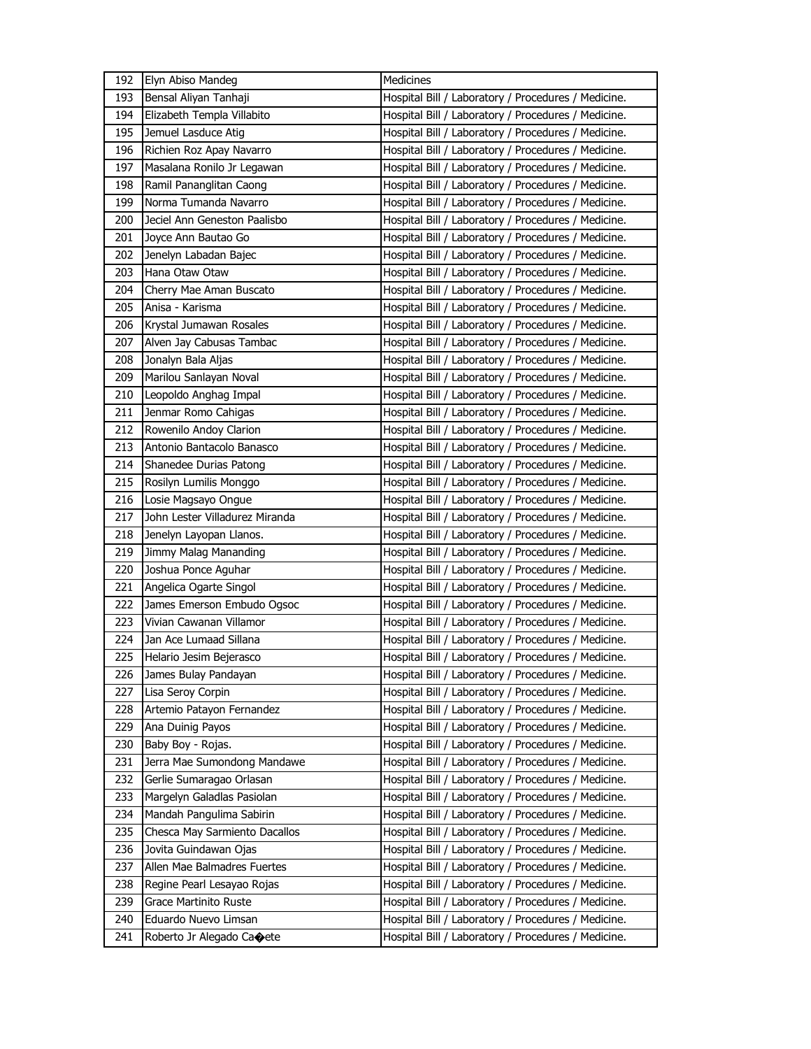| 192 | Elyn Abiso Mandeg | Medicines |
|---|---|---|
| 193 | Bensal Aliyan Tanhaji | Hospital Bill / Laboratory / Procedures / Medicine. |
| 194 | Elizabeth Templa Villabito | Hospital Bill / Laboratory / Procedures / Medicine. |
| 195 | Jemuel Lasduce Atig | Hospital Bill / Laboratory / Procedures / Medicine. |
| 196 | Richien Roz Apay Navarro | Hospital Bill / Laboratory / Procedures / Medicine. |
| 197 | Masalana Ronilo Jr Legawan | Hospital Bill / Laboratory / Procedures / Medicine. |
| 198 | Ramil Pananglitan Caong | Hospital Bill / Laboratory / Procedures / Medicine. |
| 199 | Norma Tumanda Navarro | Hospital Bill / Laboratory / Procedures / Medicine. |
| 200 | Jeciel Ann Geneston Paalisbo | Hospital Bill / Laboratory / Procedures / Medicine. |
| 201 | Joyce Ann Bautao Go | Hospital Bill / Laboratory / Procedures / Medicine. |
| 202 | Jenelyn Labadan Bajec | Hospital Bill / Laboratory / Procedures / Medicine. |
| 203 | Hana Otaw Otaw | Hospital Bill / Laboratory / Procedures / Medicine. |
| 204 | Cherry Mae Aman Buscato | Hospital Bill / Laboratory / Procedures / Medicine. |
| 205 | Anisa - Karisma | Hospital Bill / Laboratory / Procedures / Medicine. |
| 206 | Krystal Jumawan Rosales | Hospital Bill / Laboratory / Procedures / Medicine. |
| 207 | Alven Jay Cabusas Tambac | Hospital Bill / Laboratory / Procedures / Medicine. |
| 208 | Jonalyn Bala Aljas | Hospital Bill / Laboratory / Procedures / Medicine. |
| 209 | Marilou Sanlayan Noval | Hospital Bill / Laboratory / Procedures / Medicine. |
| 210 | Leopoldo Anghag Impal | Hospital Bill / Laboratory / Procedures / Medicine. |
| 211 | Jenmar Romo Cahigas | Hospital Bill / Laboratory / Procedures / Medicine. |
| 212 | Rowenilo Andoy Clarion | Hospital Bill / Laboratory / Procedures / Medicine. |
| 213 | Antonio Bantacolo Banasco | Hospital Bill / Laboratory / Procedures / Medicine. |
| 214 | Shanedee Durias Patong | Hospital Bill / Laboratory / Procedures / Medicine. |
| 215 | Rosilyn Lumilis Monggo | Hospital Bill / Laboratory / Procedures / Medicine. |
| 216 | Losie Magsayo Ongue | Hospital Bill / Laboratory / Procedures / Medicine. |
| 217 | John Lester Villadurez Miranda | Hospital Bill / Laboratory / Procedures / Medicine. |
| 218 | Jenelyn Layopan Llanos. | Hospital Bill / Laboratory / Procedures / Medicine. |
| 219 | Jimmy Malag Mananding | Hospital Bill / Laboratory / Procedures / Medicine. |
| 220 | Joshua Ponce Aguhar | Hospital Bill / Laboratory / Procedures / Medicine. |
| 221 | Angelica Ogarte Singol | Hospital Bill / Laboratory / Procedures / Medicine. |
| 222 | James Emerson Embudo Ogsoc | Hospital Bill / Laboratory / Procedures / Medicine. |
| 223 | Vivian Cawanan Villamor | Hospital Bill / Laboratory / Procedures / Medicine. |
| 224 | Jan Ace Lumaad Sillana | Hospital Bill / Laboratory / Procedures / Medicine. |
| 225 | Helario Jesim Bejerasco | Hospital Bill / Laboratory / Procedures / Medicine. |
| 226 | James Bulay Pandayan | Hospital Bill / Laboratory / Procedures / Medicine. |
| 227 | Lisa Seroy Corpin | Hospital Bill / Laboratory / Procedures / Medicine. |
| 228 | Artemio Patayon Fernandez | Hospital Bill / Laboratory / Procedures / Medicine. |
| 229 | Ana Duinig Payos | Hospital Bill / Laboratory / Procedures / Medicine. |
| 230 | Baby Boy - Rojas. | Hospital Bill / Laboratory / Procedures / Medicine. |
| 231 | Jerra Mae Sumondong Mandawe | Hospital Bill / Laboratory / Procedures / Medicine. |
| 232 | Gerlie Sumaragao Orlasan | Hospital Bill / Laboratory / Procedures / Medicine. |
| 233 | Margelyn Galadlas Pasiolan | Hospital Bill / Laboratory / Procedures / Medicine. |
| 234 | Mandah Pangulima Sabirin | Hospital Bill / Laboratory / Procedures / Medicine. |
| 235 | Chesca May Sarmiento Dacallos | Hospital Bill / Laboratory / Procedures / Medicine. |
| 236 | Jovita Guindawan Ojas | Hospital Bill / Laboratory / Procedures / Medicine. |
| 237 | Allen Mae Balmadres Fuertes | Hospital Bill / Laboratory / Procedures / Medicine. |
| 238 | Regine Pearl Lesayao Rojas | Hospital Bill / Laboratory / Procedures / Medicine. |
| 239 | Grace Martinito Ruste | Hospital Bill / Laboratory / Procedures / Medicine. |
| 240 | Eduardo Nuevo Limsan | Hospital Bill / Laboratory / Procedures / Medicine. |
| 241 | Roberto Jr Alegado Ca�ete | Hospital Bill / Laboratory / Procedures / Medicine. |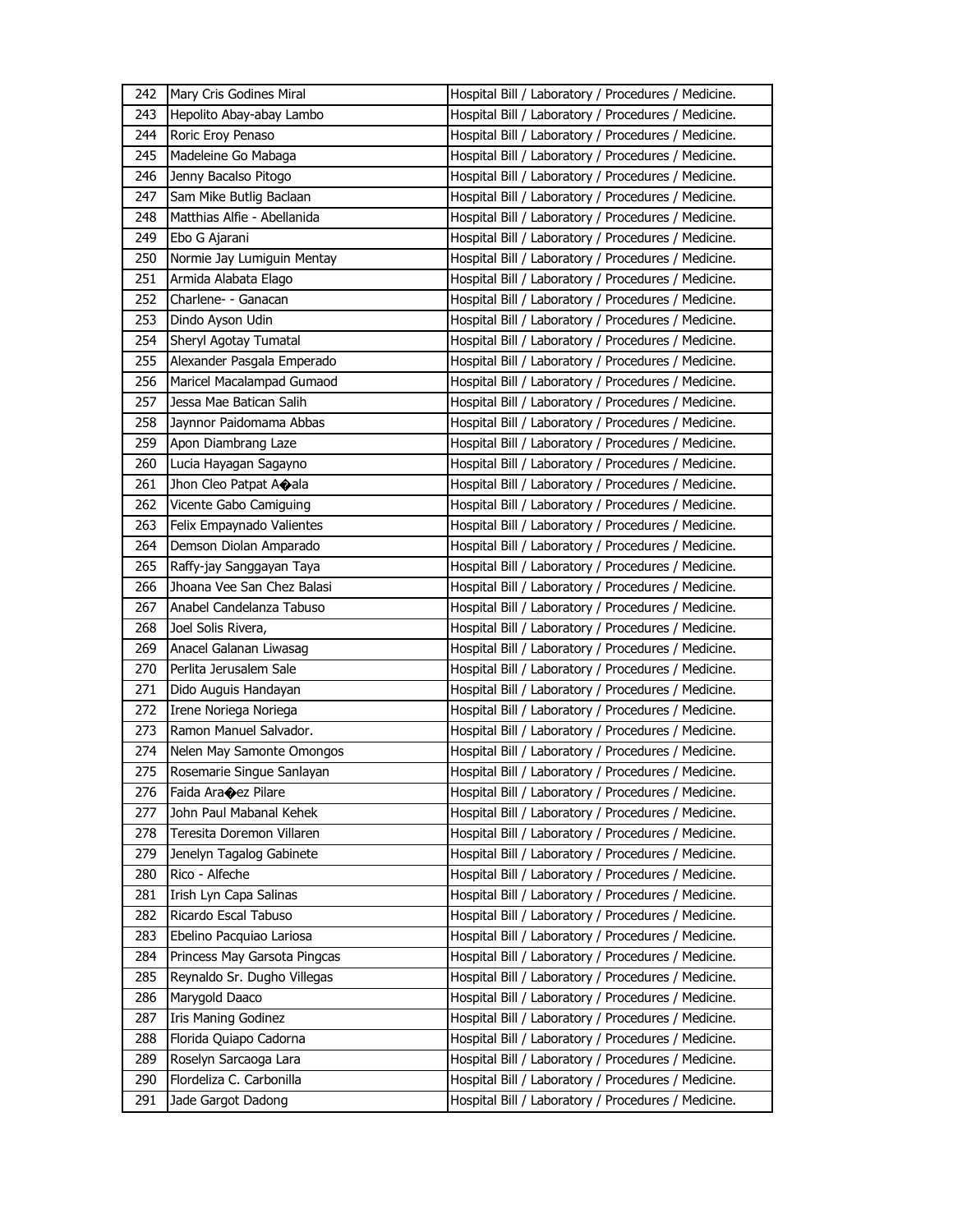| 242 | Mary Cris Godines Miral | Hospital Bill / Laboratory / Procedures / Medicine. |
|---|---|---|
| 243 | Hepolito Abay-abay Lambo | Hospital Bill / Laboratory / Procedures / Medicine. |
| 244 | Roric Eroy Penaso | Hospital Bill / Laboratory / Procedures / Medicine. |
| 245 | Madeleine Go Mabaga | Hospital Bill / Laboratory / Procedures / Medicine. |
| 246 | Jenny Bacalso Pitogo | Hospital Bill / Laboratory / Procedures / Medicine. |
| 247 | Sam Mike Butlig Baclaan | Hospital Bill / Laboratory / Procedures / Medicine. |
| 248 | Matthias Alfie - Abellanida | Hospital Bill / Laboratory / Procedures / Medicine. |
| 249 | Ebo G Ajarani | Hospital Bill / Laboratory / Procedures / Medicine. |
| 250 | Normie Jay Lumiguin Mentay | Hospital Bill / Laboratory / Procedures / Medicine. |
| 251 | Armida Alabata Elago | Hospital Bill / Laboratory / Procedures / Medicine. |
| 252 | Charlene- - Ganacan | Hospital Bill / Laboratory / Procedures / Medicine. |
| 253 | Dindo Ayson Udin | Hospital Bill / Laboratory / Procedures / Medicine. |
| 254 | Sheryl Agotay Tumatal | Hospital Bill / Laboratory / Procedures / Medicine. |
| 255 | Alexander Pasgala Emperado | Hospital Bill / Laboratory / Procedures / Medicine. |
| 256 | Maricel Macalampad Gumaod | Hospital Bill / Laboratory / Procedures / Medicine. |
| 257 | Jessa Mae Batican Salih | Hospital Bill / Laboratory / Procedures / Medicine. |
| 258 | Jaynnor Paidomama Abbas | Hospital Bill / Laboratory / Procedures / Medicine. |
| 259 | Apon Diambrang Laze | Hospital Bill / Laboratory / Procedures / Medicine. |
| 260 | Lucia Hayagan Sagayno | Hospital Bill / Laboratory / Procedures / Medicine. |
| 261 | Jhon Cleo Patpat A�ala | Hospital Bill / Laboratory / Procedures / Medicine. |
| 262 | Vicente Gabo Camiguing | Hospital Bill / Laboratory / Procedures / Medicine. |
| 263 | Felix Empaynado Valientes | Hospital Bill / Laboratory / Procedures / Medicine. |
| 264 | Demson Diolan Amparado | Hospital Bill / Laboratory / Procedures / Medicine. |
| 265 | Raffy-jay Sanggayan Taya | Hospital Bill / Laboratory / Procedures / Medicine. |
| 266 | Jhoana Vee San Chez Balasi | Hospital Bill / Laboratory / Procedures / Medicine. |
| 267 | Anabel Candelanza Tabuso | Hospital Bill / Laboratory / Procedures / Medicine. |
| 268 | Joel Solis Rivera, | Hospital Bill / Laboratory / Procedures / Medicine. |
| 269 | Anacel Galanan Liwasag | Hospital Bill / Laboratory / Procedures / Medicine. |
| 270 | Perlita Jerusalem Sale | Hospital Bill / Laboratory / Procedures / Medicine. |
| 271 | Dido Auguis Handayan | Hospital Bill / Laboratory / Procedures / Medicine. |
| 272 | Irene Noriega Noriega | Hospital Bill / Laboratory / Procedures / Medicine. |
| 273 | Ramon Manuel Salvador. | Hospital Bill / Laboratory / Procedures / Medicine. |
| 274 | Nelen May Samonte Omongos | Hospital Bill / Laboratory / Procedures / Medicine. |
| 275 | Rosemarie Singue Sanlayan | Hospital Bill / Laboratory / Procedures / Medicine. |
| 276 | Faida Ara�ez Pilare | Hospital Bill / Laboratory / Procedures / Medicine. |
| 277 | John Paul Mabanal Kehek | Hospital Bill / Laboratory / Procedures / Medicine. |
| 278 | Teresita Doremon Villaren | Hospital Bill / Laboratory / Procedures / Medicine. |
| 279 | Jenelyn Tagalog Gabinete | Hospital Bill / Laboratory / Procedures / Medicine. |
| 280 | Rico - Alfeche | Hospital Bill / Laboratory / Procedures / Medicine. |
| 281 | Irish Lyn Capa Salinas | Hospital Bill / Laboratory / Procedures / Medicine. |
| 282 | Ricardo Escal Tabuso | Hospital Bill / Laboratory / Procedures / Medicine. |
| 283 | Ebelino Pacquiao Lariosa | Hospital Bill / Laboratory / Procedures / Medicine. |
| 284 | Princess May Garsota Pingcas | Hospital Bill / Laboratory / Procedures / Medicine. |
| 285 | Reynaldo Sr. Dugho Villegas | Hospital Bill / Laboratory / Procedures / Medicine. |
| 286 | Marygold Daaco | Hospital Bill / Laboratory / Procedures / Medicine. |
| 287 | Iris Maning Godinez | Hospital Bill / Laboratory / Procedures / Medicine. |
| 288 | Florida Quiapo Cadorna | Hospital Bill / Laboratory / Procedures / Medicine. |
| 289 | Roselyn Sarcaoga Lara | Hospital Bill / Laboratory / Procedures / Medicine. |
| 290 | Flordeliza C. Carbonilla | Hospital Bill / Laboratory / Procedures / Medicine. |
| 291 | Jade Gargot Dadong | Hospital Bill / Laboratory / Procedures / Medicine. |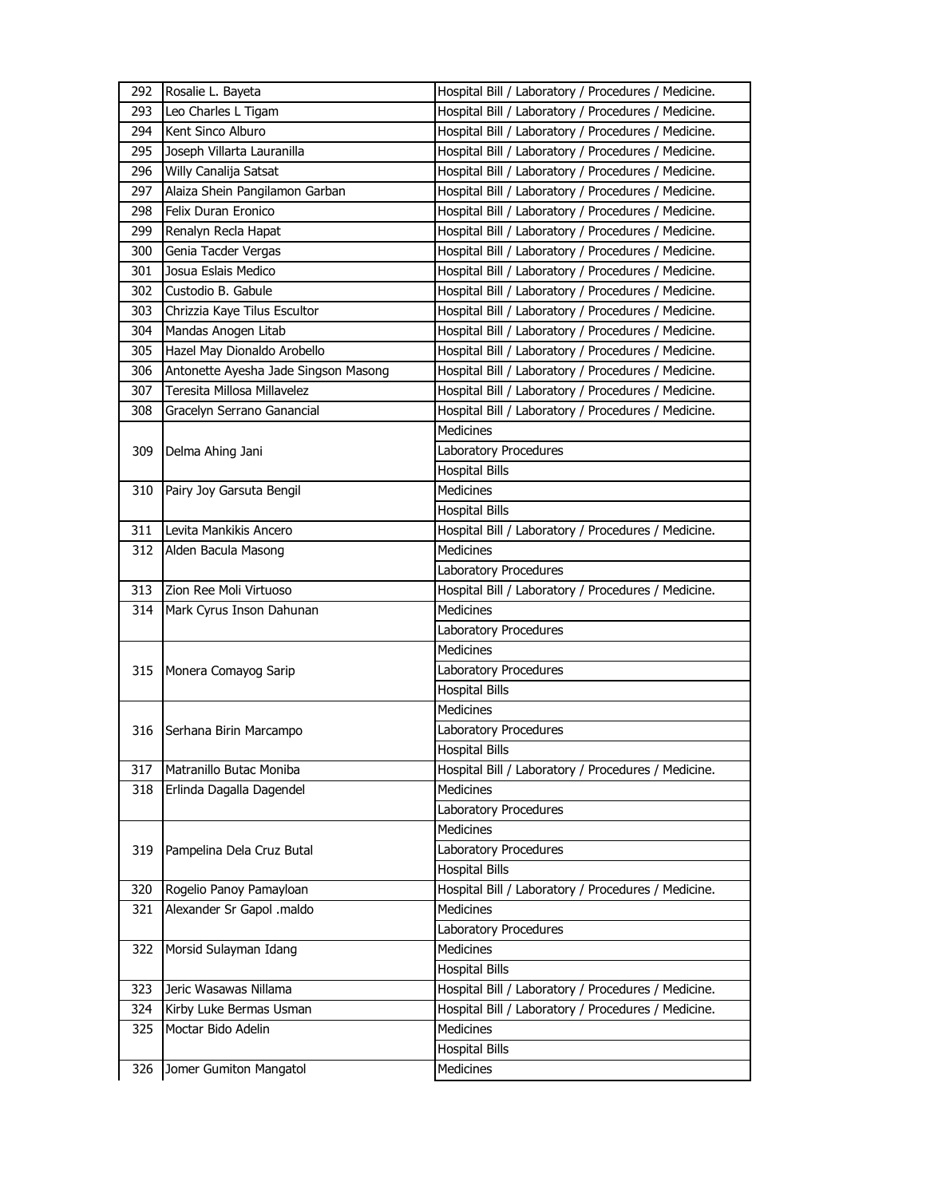| | | |
|---|---|---|
| 292 | Rosalie L. Bayeta | Hospital Bill / Laboratory / Procedures / Medicine. |
| 293 | Leo Charles L Tigam | Hospital Bill / Laboratory / Procedures / Medicine. |
| 294 | Kent Sinco Alburo | Hospital Bill / Laboratory / Procedures / Medicine. |
| 295 | Joseph Villarta Lauranilla | Hospital Bill / Laboratory / Procedures / Medicine. |
| 296 | Willy Canalija Satsat | Hospital Bill / Laboratory / Procedures / Medicine. |
| 297 | Alaiza Shein Pangilamon Garban | Hospital Bill / Laboratory / Procedures / Medicine. |
| 298 | Felix Duran Eronico | Hospital Bill / Laboratory / Procedures / Medicine. |
| 299 | Renalyn Recla Hapat | Hospital Bill / Laboratory / Procedures / Medicine. |
| 300 | Genia Tacder Vergas | Hospital Bill / Laboratory / Procedures / Medicine. |
| 301 | Josua Eslais Medico | Hospital Bill / Laboratory / Procedures / Medicine. |
| 302 | Custodio B. Gabule | Hospital Bill / Laboratory / Procedures / Medicine. |
| 303 | Chrizzia Kaye Tilus Escultor | Hospital Bill / Laboratory / Procedures / Medicine. |
| 304 | Mandas Anogen Litab | Hospital Bill / Laboratory / Procedures / Medicine. |
| 305 | Hazel May Dionaldo Arobello | Hospital Bill / Laboratory / Procedures / Medicine. |
| 306 | Antonette Ayesha Jade Singson Masong | Hospital Bill / Laboratory / Procedures / Medicine. |
| 307 | Teresita Millosa Millavelez | Hospital Bill / Laboratory / Procedures / Medicine. |
| 308 | Gracelyn Serrano Ganancial | Hospital Bill / Laboratory / Procedures / Medicine. |
| 309 | Delma Ahing Jani | Medicines |
| | | Laboratory Procedures |
| | | Hospital Bills |
| 310 | Pairy Joy Garsuta Bengil | Medicines |
| | | Hospital Bills |
| 311 | Levita Mankikis Ancero | Hospital Bill / Laboratory / Procedures / Medicine. |
| 312 | Alden Bacula Masong | Medicines |
| | | Laboratory Procedures |
| 313 | Zion Ree Moli Virtuoso | Hospital Bill / Laboratory / Procedures / Medicine. |
| 314 | Mark Cyrus Inson Dahunan | Medicines |
| | | Laboratory Procedures |
| 315 | Monera Comayog Sarip | Medicines |
| | | Laboratory Procedures |
| | | Hospital Bills |
| 316 | Serhana Birin Marcampo | Medicines |
| | | Laboratory Procedures |
| | | Hospital Bills |
| 317 | Matranillo Butac Moniba | Hospital Bill / Laboratory / Procedures / Medicine. |
| 318 | Erlinda Dagalla Dagendel | Medicines |
| | | Laboratory Procedures |
| 319 | Pampelina Dela Cruz Butal | Medicines |
| | | Laboratory Procedures |
| | | Hospital Bills |
| 320 | Rogelio Panoy Pamayloan | Hospital Bill / Laboratory / Procedures / Medicine. |
| 321 | Alexander Sr Gapol .maldo | Medicines |
| | | Laboratory Procedures |
| 322 | Morsid Sulayman Idang | Medicines |
| | | Hospital Bills |
| 323 | Jeric Wasawas Nillama | Hospital Bill / Laboratory / Procedures / Medicine. |
| 324 | Kirby Luke Bermas Usman | Hospital Bill / Laboratory / Procedures / Medicine. |
| 325 | Moctar Bido Adelin | Medicines |
| | | Hospital Bills |
| 326 | Jomer Gumiton Mangatol | Medicines |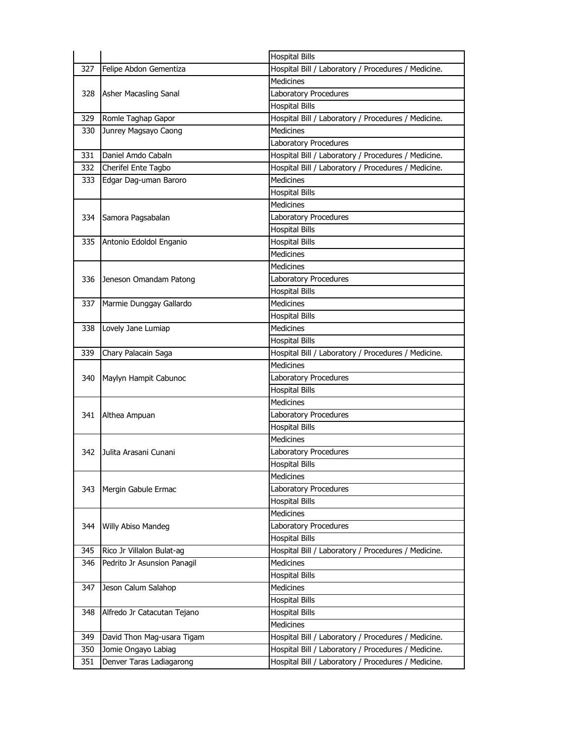| | | |
|---|---|---|
| | | Hospital Bills |
| 327 | Felipe Abdon Gementiza | Hospital Bill / Laboratory / Procedures / Medicine. |
| 328 | Asher Macasling Sanal | Medicines |
| | | Laboratory Procedures |
| | | Hospital Bills |
| 329 | Romle Taghap Gapor | Hospital Bill / Laboratory / Procedures / Medicine. |
| 330 | Junrey Magsayo Caong | Medicines |
| | | Laboratory Procedures |
| 331 | Daniel Amdo Cabaln | Hospital Bill / Laboratory / Procedures / Medicine. |
| 332 | Cherifel Ente Tagbo | Hospital Bill / Laboratory / Procedures / Medicine. |
| 333 | Edgar Dag-uman Baroro | Medicines |
| | | Hospital Bills |
| 334 | Samora Pagsabalan | Medicines |
| | | Laboratory Procedures |
| | | Hospital Bills |
| 335 | Antonio Edoldol Enganio | Hospital Bills |
| | | Medicines |
| 336 | Jeneson Omandam Patong | Medicines |
| | | Laboratory Procedures |
| | | Hospital Bills |
| 337 | Marmie Dunggay Gallardo | Medicines |
| | | Hospital Bills |
| 338 | Lovely Jane Lumiap | Medicines |
| | | Hospital Bills |
| 339 | Chary Palacain Saga | Hospital Bill / Laboratory / Procedures / Medicine. |
| 340 | Maylyn Hampit Cabunoc | Medicines |
| | | Laboratory Procedures |
| | | Hospital Bills |
| 341 | Althea Ampuan | Medicines |
| | | Laboratory Procedures |
| | | Hospital Bills |
| 342 | Julita Arasani Cunani | Medicines |
| | | Laboratory Procedures |
| | | Hospital Bills |
| 343 | Mergin Gabule Ermac | Medicines |
| | | Laboratory Procedures |
| | | Hospital Bills |
| 344 | Willy Abiso Mandeg | Medicines |
| | | Laboratory Procedures |
| | | Hospital Bills |
| 345 | Rico Jr Villalon Bulat-ag | Hospital Bill / Laboratory / Procedures / Medicine. |
| 346 | Pedrito Jr Asunsion Panagil | Medicines |
| | | Hospital Bills |
| 347 | Jeson Calum Salahop | Medicines |
| | | Hospital Bills |
| 348 | Alfredo Jr Catacutan Tejano | Hospital Bills |
| | | Medicines |
| 349 | David Thon Mag-usara Tigam | Hospital Bill / Laboratory / Procedures / Medicine. |
| 350 | Jomie Ongayo Labiag | Hospital Bill / Laboratory / Procedures / Medicine. |
| 351 | Denver Taras Ladiagarong | Hospital Bill / Laboratory / Procedures / Medicine. |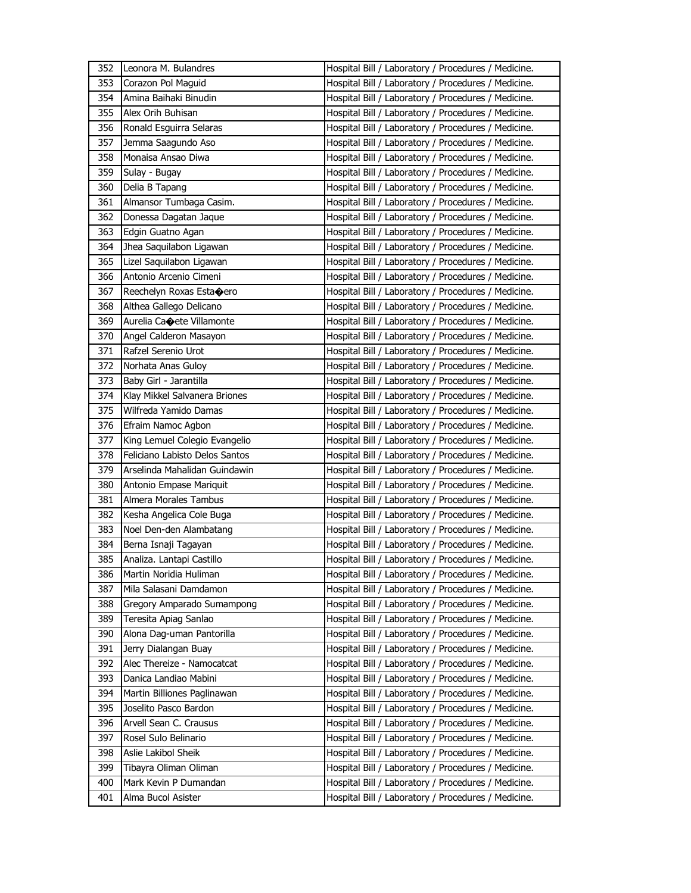| 352 | Leonora M. Bulandres | Hospital Bill / Laboratory / Procedures / Medicine. |
|---|---|---|
| 353 | Corazon Pol Maguid | Hospital Bill / Laboratory / Procedures / Medicine. |
| 354 | Amina Baihaki Binudin | Hospital Bill / Laboratory / Procedures / Medicine. |
| 355 | Alex Orih Buhisan | Hospital Bill / Laboratory / Procedures / Medicine. |
| 356 | Ronald Esguirra Selaras | Hospital Bill / Laboratory / Procedures / Medicine. |
| 357 | Jemma Saagundo Aso | Hospital Bill / Laboratory / Procedures / Medicine. |
| 358 | Monaisa Ansao Diwa | Hospital Bill / Laboratory / Procedures / Medicine. |
| 359 | Sulay - Bugay | Hospital Bill / Laboratory / Procedures / Medicine. |
| 360 | Delia B Tapang | Hospital Bill / Laboratory / Procedures / Medicine. |
| 361 | Almansor Tumbaga Casim. | Hospital Bill / Laboratory / Procedures / Medicine. |
| 362 | Donessa Dagatan Jaque | Hospital Bill / Laboratory / Procedures / Medicine. |
| 363 | Edgin Guatno Agan | Hospital Bill / Laboratory / Procedures / Medicine. |
| 364 | Jhea Saquilabon Ligawan | Hospital Bill / Laboratory / Procedures / Medicine. |
| 365 | Lizel Saquilabon Ligawan | Hospital Bill / Laboratory / Procedures / Medicine. |
| 366 | Antonio Arcenio Cimeni | Hospital Bill / Laboratory / Procedures / Medicine. |
| 367 | Reechelyn Roxas Esta�ero | Hospital Bill / Laboratory / Procedures / Medicine. |
| 368 | Althea Gallego Delicano | Hospital Bill / Laboratory / Procedures / Medicine. |
| 369 | Aurelia Ca�ete Villamonte | Hospital Bill / Laboratory / Procedures / Medicine. |
| 370 | Angel Calderon Masayon | Hospital Bill / Laboratory / Procedures / Medicine. |
| 371 | Rafzel Serenio Urot | Hospital Bill / Laboratory / Procedures / Medicine. |
| 372 | Norhata Anas Guloy | Hospital Bill / Laboratory / Procedures / Medicine. |
| 373 | Baby Girl - Jarantilla | Hospital Bill / Laboratory / Procedures / Medicine. |
| 374 | Klay Mikkel Salvanera Briones | Hospital Bill / Laboratory / Procedures / Medicine. |
| 375 | Wilfreda Yamido Damas | Hospital Bill / Laboratory / Procedures / Medicine. |
| 376 | Efraim Namoc Agbon | Hospital Bill / Laboratory / Procedures / Medicine. |
| 377 | King Lemuel Colegio Evangelio | Hospital Bill / Laboratory / Procedures / Medicine. |
| 378 | Feliciano Labisto Delos Santos | Hospital Bill / Laboratory / Procedures / Medicine. |
| 379 | Arselinda Mahalidan Guindawin | Hospital Bill / Laboratory / Procedures / Medicine. |
| 380 | Antonio Empase Mariquit | Hospital Bill / Laboratory / Procedures / Medicine. |
| 381 | Almera Morales Tambus | Hospital Bill / Laboratory / Procedures / Medicine. |
| 382 | Kesha Angelica Cole Buga | Hospital Bill / Laboratory / Procedures / Medicine. |
| 383 | Noel Den-den Alambatang | Hospital Bill / Laboratory / Procedures / Medicine. |
| 384 | Berna Isnaji Tagayan | Hospital Bill / Laboratory / Procedures / Medicine. |
| 385 | Analiza. Lantapi Castillo | Hospital Bill / Laboratory / Procedures / Medicine. |
| 386 | Martin Noridia Huliman | Hospital Bill / Laboratory / Procedures / Medicine. |
| 387 | Mila Salasani Damdamon | Hospital Bill / Laboratory / Procedures / Medicine. |
| 388 | Gregory Amparado Sumampong | Hospital Bill / Laboratory / Procedures / Medicine. |
| 389 | Teresita Apiag Sanlao | Hospital Bill / Laboratory / Procedures / Medicine. |
| 390 | Alona Dag-uman Pantorilla | Hospital Bill / Laboratory / Procedures / Medicine. |
| 391 | Jerry Dialangan Buay | Hospital Bill / Laboratory / Procedures / Medicine. |
| 392 | Alec Thereize - Namocatcat | Hospital Bill / Laboratory / Procedures / Medicine. |
| 393 | Danica Landiao Mabini | Hospital Bill / Laboratory / Procedures / Medicine. |
| 394 | Martin Billiones Paglinawan | Hospital Bill / Laboratory / Procedures / Medicine. |
| 395 | Joselito Pasco Bardon | Hospital Bill / Laboratory / Procedures / Medicine. |
| 396 | Arvell Sean C. Crausus | Hospital Bill / Laboratory / Procedures / Medicine. |
| 397 | Rosel Sulo Belinario | Hospital Bill / Laboratory / Procedures / Medicine. |
| 398 | Aslie Lakibol Sheik | Hospital Bill / Laboratory / Procedures / Medicine. |
| 399 | Tibayra Oliman Oliman | Hospital Bill / Laboratory / Procedures / Medicine. |
| 400 | Mark Kevin P Dumandan | Hospital Bill / Laboratory / Procedures / Medicine. |
| 401 | Alma Bucol Asister | Hospital Bill / Laboratory / Procedures / Medicine. |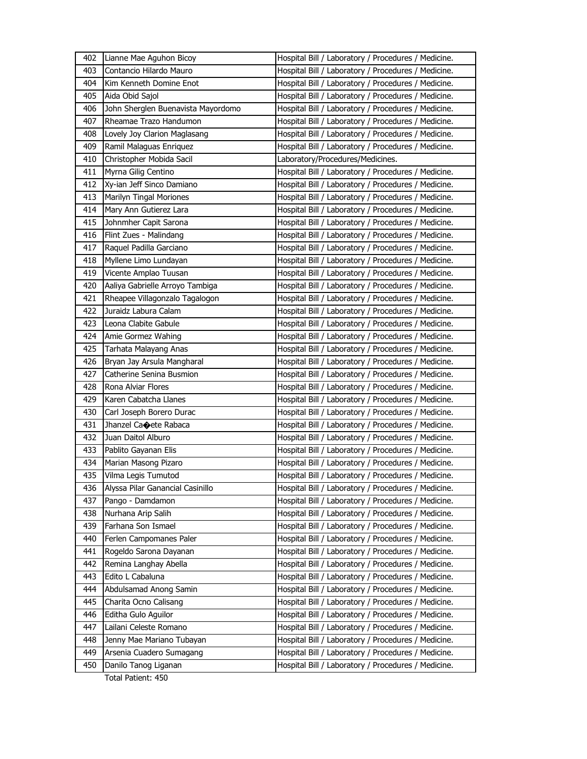| 402 | Lianne Mae Aguhon Bicoy | Hospital Bill / Laboratory / Procedures / Medicine. |
|---|---|---|
| 403 | Contancio Hilardo Mauro | Hospital Bill / Laboratory / Procedures / Medicine. |
| 404 | Kim Kenneth Domine Enot | Hospital Bill / Laboratory / Procedures / Medicine. |
| 405 | Aida Obid Sajol | Hospital Bill / Laboratory / Procedures / Medicine. |
| 406 | John Sherglen Buenavista Mayordomo | Hospital Bill / Laboratory / Procedures / Medicine. |
| 407 | Rheamae Trazo Handumon | Hospital Bill / Laboratory / Procedures / Medicine. |
| 408 | Lovely Joy Clarion Maglasang | Hospital Bill / Laboratory / Procedures / Medicine. |
| 409 | Ramil Malaguas Enriquez | Hospital Bill / Laboratory / Procedures / Medicine. |
| 410 | Christopher Mobida Sacil | Laboratory/Procedures/Medicines. |
| 411 | Myrna Gilig Centino | Hospital Bill / Laboratory / Procedures / Medicine. |
| 412 | Xy-ian Jeff Sinco Damiano | Hospital Bill / Laboratory / Procedures / Medicine. |
| 413 | Marilyn Tingal Moriones | Hospital Bill / Laboratory / Procedures / Medicine. |
| 414 | Mary Ann Gutierez Lara | Hospital Bill / Laboratory / Procedures / Medicine. |
| 415 | Johnmher Capit Sarona | Hospital Bill / Laboratory / Procedures / Medicine. |
| 416 | Flint Zues - Malindang | Hospital Bill / Laboratory / Procedures / Medicine. |
| 417 | Raquel Padilla Garciano | Hospital Bill / Laboratory / Procedures / Medicine. |
| 418 | Myllene Limo Lundayan | Hospital Bill / Laboratory / Procedures / Medicine. |
| 419 | Vicente Amplao Tuusan | Hospital Bill / Laboratory / Procedures / Medicine. |
| 420 | Aaliya Gabrielle Arroyo Tambiga | Hospital Bill / Laboratory / Procedures / Medicine. |
| 421 | Rheapee Villagonzalo Tagalogon | Hospital Bill / Laboratory / Procedures / Medicine. |
| 422 | Juraidz Labura Calam | Hospital Bill / Laboratory / Procedures / Medicine. |
| 423 | Leona Clabite Gabule | Hospital Bill / Laboratory / Procedures / Medicine. |
| 424 | Amie Gormez Wahing | Hospital Bill / Laboratory / Procedures / Medicine. |
| 425 | Tarhata Malayang Anas | Hospital Bill / Laboratory / Procedures / Medicine. |
| 426 | Bryan Jay Arsula Mangharal | Hospital Bill / Laboratory / Procedures / Medicine. |
| 427 | Catherine Senina Busmion | Hospital Bill / Laboratory / Procedures / Medicine. |
| 428 | Rona Alviar Flores | Hospital Bill / Laboratory / Procedures / Medicine. |
| 429 | Karen Cabatcha Llanes | Hospital Bill / Laboratory / Procedures / Medicine. |
| 430 | Carl Joseph Borero Durac | Hospital Bill / Laboratory / Procedures / Medicine. |
| 431 | Jhanzel Ca�ete Rabaca | Hospital Bill / Laboratory / Procedures / Medicine. |
| 432 | Juan Daitol Alburo | Hospital Bill / Laboratory / Procedures / Medicine. |
| 433 | Pablito Gayanan Elis | Hospital Bill / Laboratory / Procedures / Medicine. |
| 434 | Marian Masong Pizaro | Hospital Bill / Laboratory / Procedures / Medicine. |
| 435 | Vilma Legis Tumutod | Hospital Bill / Laboratory / Procedures / Medicine. |
| 436 | Alyssa Pilar Ganancial Casinillo | Hospital Bill / Laboratory / Procedures / Medicine. |
| 437 | Pango - Damdamon | Hospital Bill / Laboratory / Procedures / Medicine. |
| 438 | Nurhana Arip Salih | Hospital Bill / Laboratory / Procedures / Medicine. |
| 439 | Farhana Son Ismael | Hospital Bill / Laboratory / Procedures / Medicine. |
| 440 | Ferlen Campomanes Paler | Hospital Bill / Laboratory / Procedures / Medicine. |
| 441 | Rogeldo Sarona Dayanan | Hospital Bill / Laboratory / Procedures / Medicine. |
| 442 | Remina Langhay Abella | Hospital Bill / Laboratory / Procedures / Medicine. |
| 443 | Edito L Cabaluna | Hospital Bill / Laboratory / Procedures / Medicine. |
| 444 | Abdulsamad Anong Samin | Hospital Bill / Laboratory / Procedures / Medicine. |
| 445 | Charita Ocno Calisang | Hospital Bill / Laboratory / Procedures / Medicine. |
| 446 | Editha Gulo Aguilor | Hospital Bill / Laboratory / Procedures / Medicine. |
| 447 | Lailani Celeste Romano | Hospital Bill / Laboratory / Procedures / Medicine. |
| 448 | Jenny Mae Mariano Tubayan | Hospital Bill / Laboratory / Procedures / Medicine. |
| 449 | Arsenia Cuadero Sumagang | Hospital Bill / Laboratory / Procedures / Medicine. |
| 450 | Danilo Tanog Liganan | Hospital Bill / Laboratory / Procedures / Medicine. |

Total Patient: 450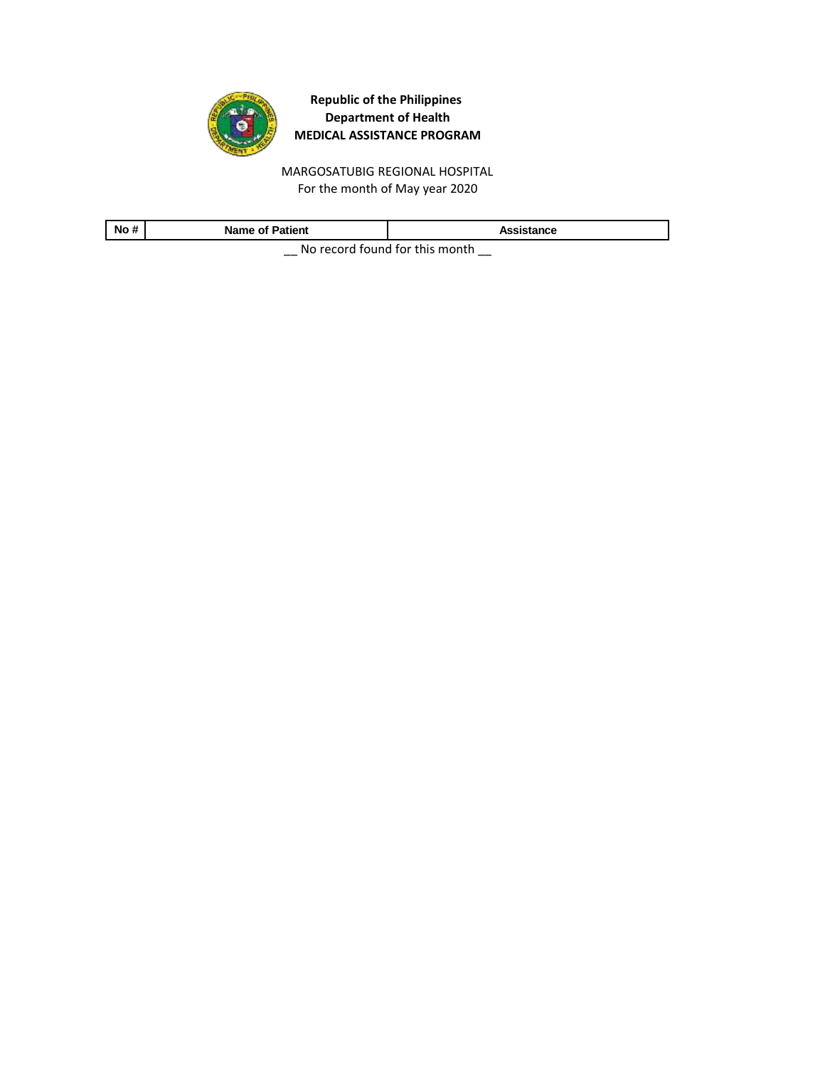**Republic of the Philippines**
**Department of Health**
**MEDICAL ASSISTANCE PROGRAM**

MARGOSATUBIG REGIONAL HOSPITAL
For the month of May year 2020

| No # | Name of Patient | Assistance |
| --- | --- | --- |

__ No record found for this month __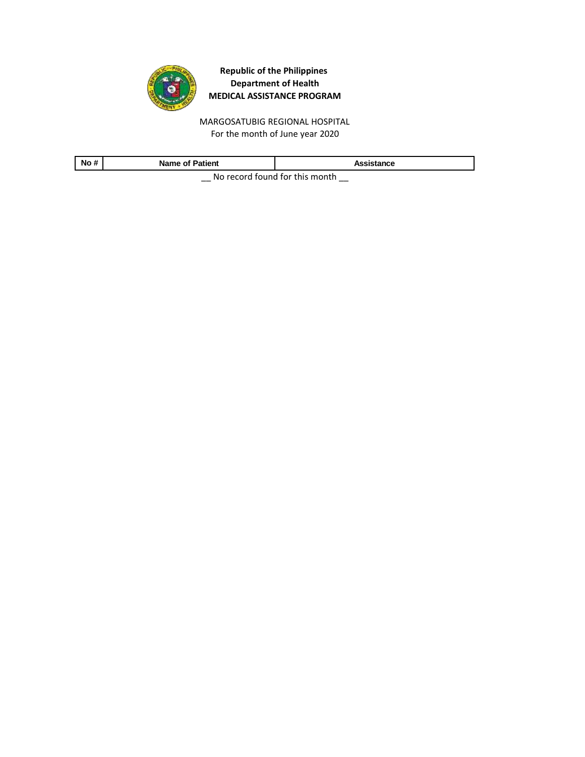**Republic of the Philippines**
**Department of Health**
**MEDICAL ASSISTANCE PROGRAM**

MARGOSATUBIG REGIONAL HOSPITAL
For the month of June year 2020

| No # | Name of Patient | Assistance |
| --- | --- | --- |

__ No record found for this month __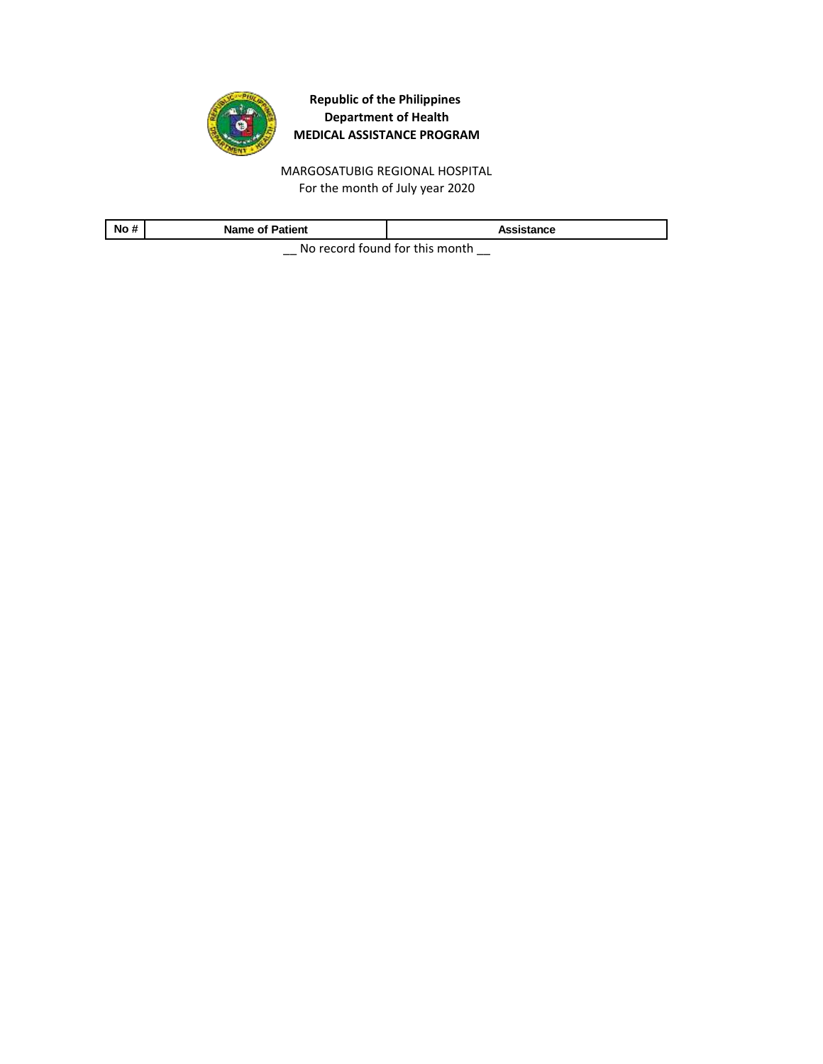**Republic of the Philippines**
**Department of Health**
**MEDICAL ASSISTANCE PROGRAM**

MARGOSATUBIG REGIONAL HOSPITAL
For the month of July year 2020

| No # | Name of Patient | Assistance |
|---|---|---|

__ No record found for this month __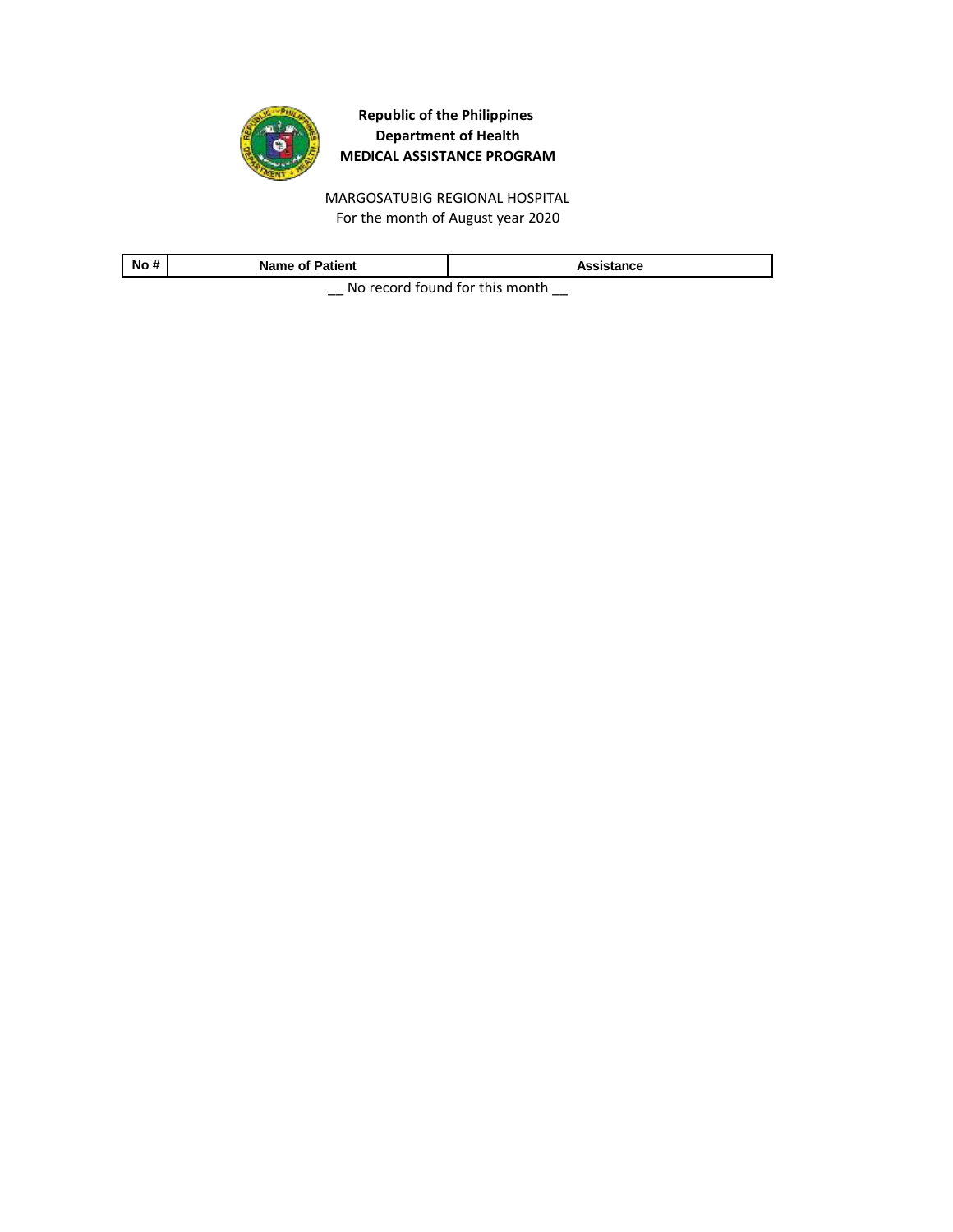**Republic of the Philippines**
**Department of Health**
**MEDICAL ASSISTANCE PROGRAM**

MARGOSATUBIG REGIONAL HOSPITAL
For the month of August year 2020

| No # | Name of Patient | Assistance |
|---|---|---|

__ No record found for this month __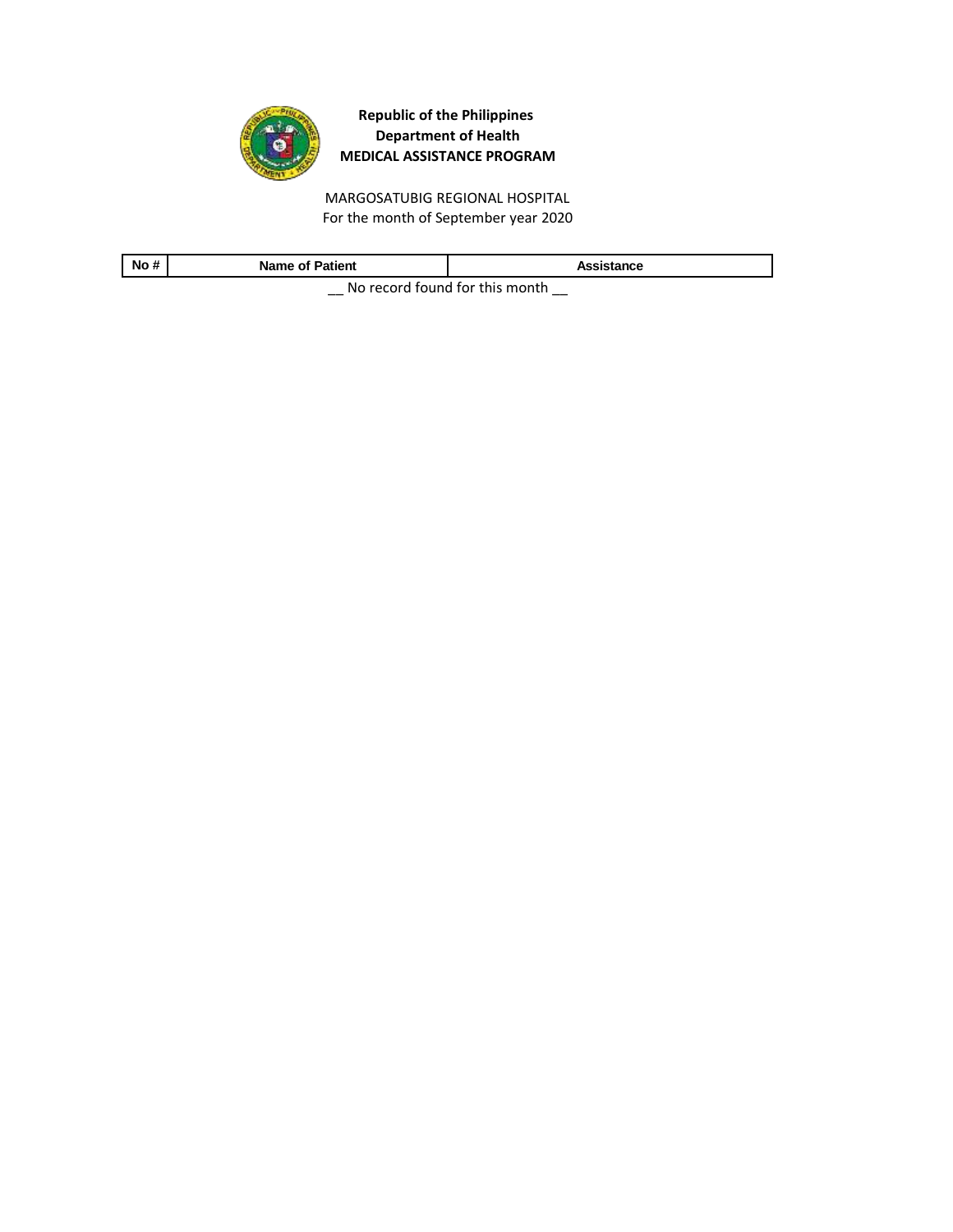**Republic of the Philippines**
**Department of Health**
**MEDICAL ASSISTANCE PROGRAM**

MARGOSATUBIG REGIONAL HOSPITAL
For the month of September year 2020

| No # | Name of Patient | Assistance |
| --- | --- | --- |

__ No record found for this month __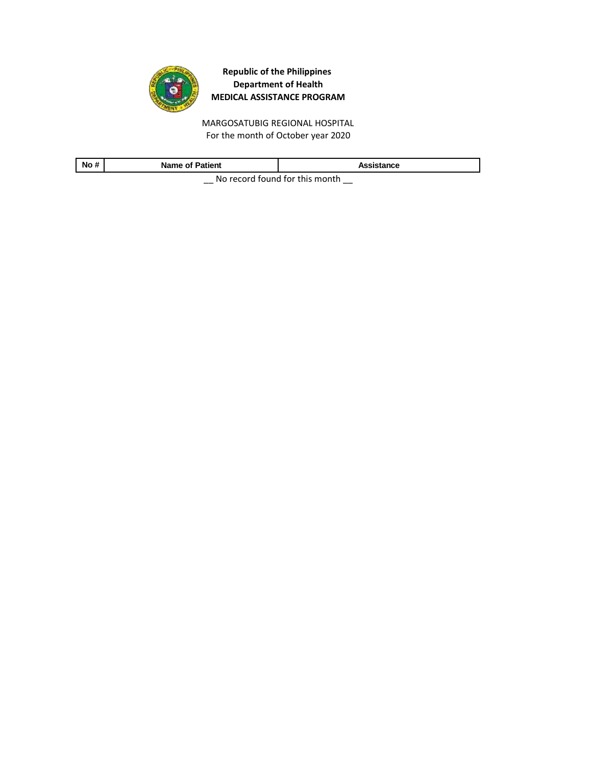**Republic of the Philippines**
**Department of Health**
**MEDICAL ASSISTANCE PROGRAM**

MARGOSATUBIG REGIONAL HOSPITAL
For the month of October year 2020

| No # | Name of Patient | Assistance |
|---|---|---|

__ No record found for this month __